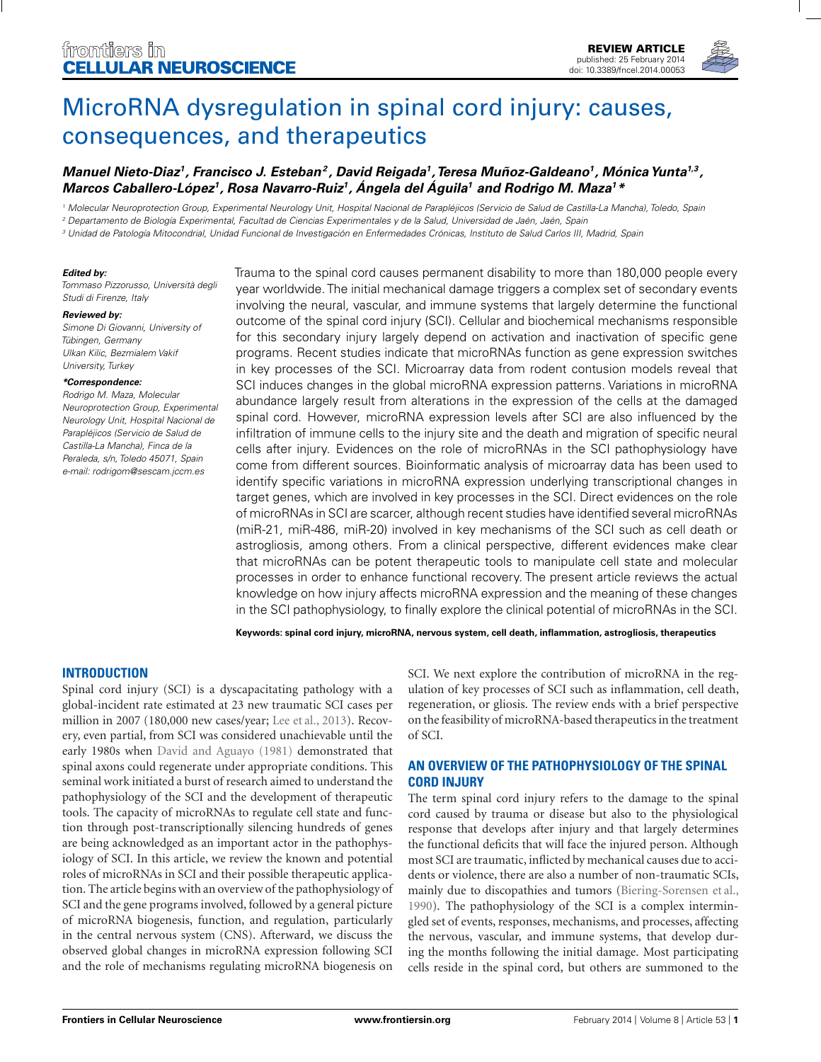REVIEW ARTICLE
published: 25 February 2014
doi: 10.3389/fncel.2014.00053

# MicroRNA dysregulation in spinal cord injury: causes, consequences, and therapeutics

***Manuel Nieto-Diaz[1], Francisco J. Esteban[2], David Reigada[1], Teresa Muñoz-Galdeano[1], Mónica Yunta[1,3], Marcos Caballero-López[1], Rosa Navarro-Ruiz[1], Ángela del Águila[1] and Rodrigo M. Maza[1]\****

[1] Molecular Neuroprotection Group, Experimental Neurology Unit, Hospital Nacional de Parapléjicos (Servicio de Salud de Castilla-La Mancha), Toledo, Spain
[2] Departamento de Biología Experimental, Facultad de Ciencias Experimentales y de la Salud, Universidad de Jaén, Jaén, Spain
[3] Unidad de Patología Mitocondrial, Unidad Funcional de Investigación en Enfermedades Crónicas, Instituto de Salud Carlos III, Madrid, Spain

***Edited by:***
*Tommaso Pizzorusso, Università degli Studi di Firenze, Italy*

***Reviewed by:***
*Simone Di Giovanni, University of Tübingen, Germany*
*Ulkan Kilic, Bezmialem Vakif University, Turkey*

***\*Correspondence:***
*Rodrigo M. Maza, Molecular Neuroprotection Group, Experimental Neurology Unit, Hospital Nacional de Parapléjicos (Servicio de Salud de Castilla-La Mancha), Finca de la Peraleda, s/n, Toledo 45071, Spain e-mail: rodrigom@sescam.jccm.es*

Trauma to the spinal cord causes permanent disability to more than 180,000 people every year worldwide. The initial mechanical damage triggers a complex set of secondary events involving the neural, vascular, and immune systems that largely determine the functional outcome of the spinal cord injury (SCI). Cellular and biochemical mechanisms responsible for this secondary injury largely depend on activation and inactivation of specific gene programs. Recent studies indicate that microRNAs function as gene expression switches in key processes of the SCI. Microarray data from rodent contusion models reveal that SCI induces changes in the global microRNA expression patterns. Variations in microRNA abundance largely result from alterations in the expression of the cells at the damaged spinal cord. However, microRNA expression levels after SCI are also influenced by the infiltration of immune cells to the injury site and the death and migration of specific neural cells after injury. Evidences on the role of microRNAs in the SCI pathophysiology have come from different sources. Bioinformatic analysis of microarray data has been used to identify specific variations in microRNA expression underlying transcriptional changes in target genes, which are involved in key processes in the SCI. Direct evidences on the role of microRNAs in SCI are scarcer, although recent studies have identified several microRNAs (miR-21, miR-486, miR-20) involved in key mechanisms of the SCI such as cell death or astrogliosis, among others. From a clinical perspective, different evidences make clear that microRNAs can be potent therapeutic tools to manipulate cell state and molecular processes in order to enhance functional recovery. The present article reviews the actual knowledge on how injury affects microRNA expression and the meaning of these changes in the SCI pathophysiology, to finally explore the clinical potential of microRNAs in the SCI.

**Keywords: spinal cord injury, microRNA, nervous system, cell death, inflammation, astrogliosis, therapeutics**

## INTRODUCTION

Spinal cord injury (SCI) is a dyscapacitating pathology with a global-incident rate estimated at 23 new traumatic SCI cases per million in 2007 (180,000 new cases/year; Lee et al., 2013). Recovery, even partial, from SCI was considered unachievable until the early 1980s when David and Aguayo (1981) demonstrated that spinal axons could regenerate under appropriate conditions. This seminal work initiated a burst of research aimed to understand the pathophysiology of the SCI and the development of therapeutic tools. The capacity of microRNAs to regulate cell state and function through post-transcriptionally silencing hundreds of genes are being acknowledged as an important actor in the pathophysiology of SCI. In this article, we review the known and potential roles of microRNAs in SCI and their possible therapeutic application. The article begins with an overview of the pathophysiology of SCI and the gene programs involved, followed by a general picture of microRNA biogenesis, function, and regulation, particularly in the central nervous system (CNS). Afterward, we discuss the observed global changes in microRNA expression following SCI and the role of mechanisms regulating microRNA biogenesis on SCI. We next explore the contribution of microRNA in the regulation of key processes of SCI such as inflammation, cell death, regeneration, or gliosis. The review ends with a brief perspective on the feasibility of microRNA-based therapeutics in the treatment of SCI.

## AN OVERVIEW OF THE PATHOPHYSIOLOGY OF THE SPINAL CORD INJURY

The term spinal cord injury refers to the damage to the spinal cord caused by trauma or disease but also to the physiological response that develops after injury and that largely determines the functional deficits that will face the injured person. Although most SCI are traumatic, inflicted by mechanical causes due to accidents or violence, there are also a number of non-traumatic SCIs, mainly due to discopathies and tumors (Biering-Sorensen et al., 1990). The pathophysiology of the SCI is a complex intermingled set of events, responses, mechanisms, and processes, affecting the nervous, vascular, and immune systems, that develop during the months following the initial damage. Most participating cells reside in the spinal cord, but others are summoned to the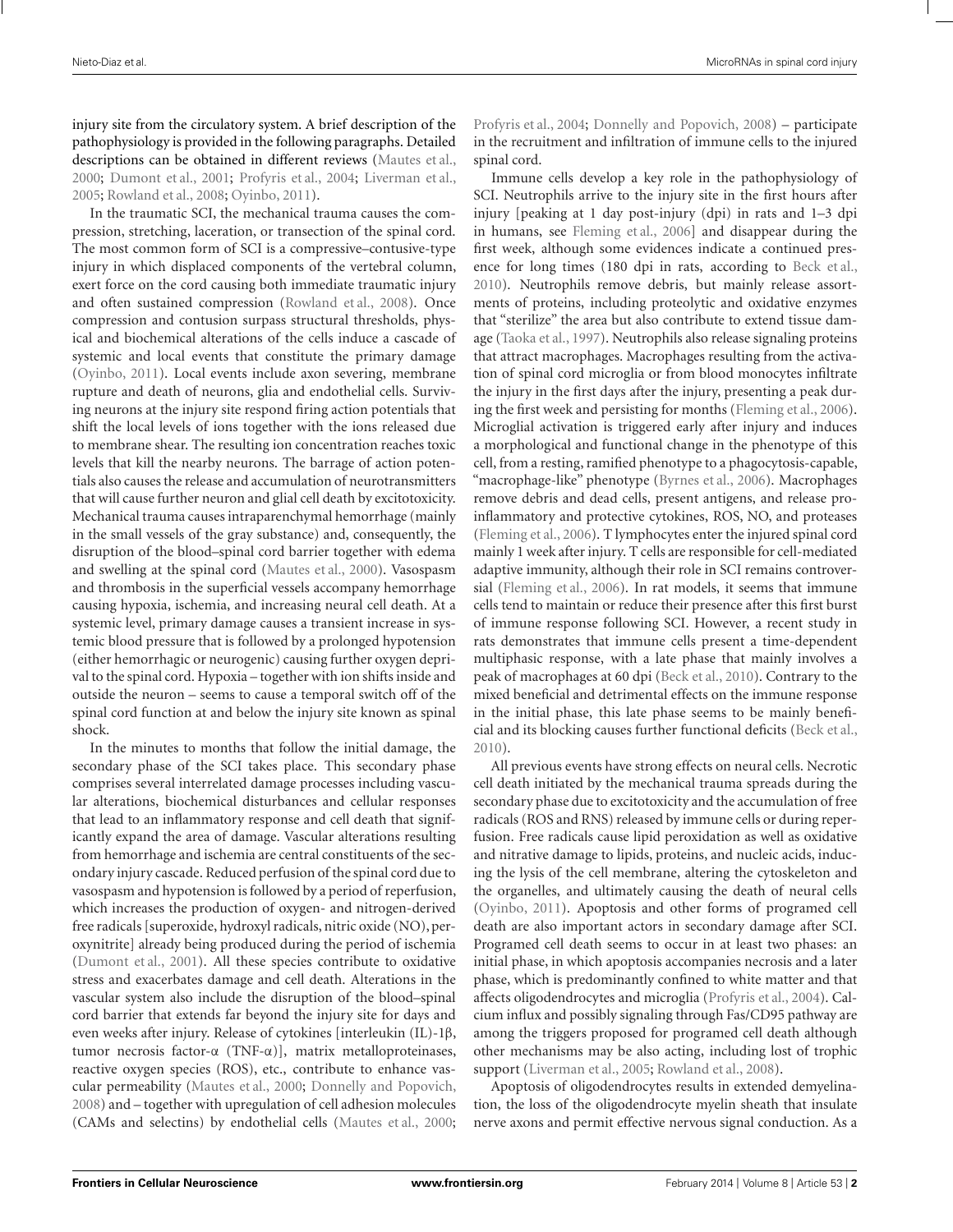injury site from the circulatory system. A brief description of the pathophysiology is provided in the following paragraphs. Detailed descriptions can be obtained in different reviews (Mautes et al., 2000; Dumont et al., 2001; Profyris et al., 2004; Liverman et al., 2005; Rowland et al., 2008; Oyinbo, 2011).

In the traumatic SCI, the mechanical trauma causes the compression, stretching, laceration, or transection of the spinal cord. The most common form of SCI is a compressive–contusive-type injury in which displaced components of the vertebral column, exert force on the cord causing both immediate traumatic injury and often sustained compression (Rowland et al., 2008). Once compression and contusion surpass structural thresholds, physical and biochemical alterations of the cells induce a cascade of systemic and local events that constitute the primary damage (Oyinbo, 2011). Local events include axon severing, membrane rupture and death of neurons, glia and endothelial cells. Surviving neurons at the injury site respond firing action potentials that shift the local levels of ions together with the ions released due to membrane shear. The resulting ion concentration reaches toxic levels that kill the nearby neurons. The barrage of action potentials also causes the release and accumulation of neurotransmitters that will cause further neuron and glial cell death by excitotoxicity. Mechanical trauma causes intraparenchymal hemorrhage (mainly in the small vessels of the gray substance) and, consequently, the disruption of the blood–spinal cord barrier together with edema and swelling at the spinal cord (Mautes et al., 2000). Vasospasm and thrombosis in the superficial vessels accompany hemorrhage causing hypoxia, ischemia, and increasing neural cell death. At a systemic level, primary damage causes a transient increase in systemic blood pressure that is followed by a prolonged hypotension (either hemorrhagic or neurogenic) causing further oxygen deprival to the spinal cord. Hypoxia – together with ion shifts inside and outside the neuron – seems to cause a temporal switch off of the spinal cord function at and below the injury site known as spinal shock.

In the minutes to months that follow the initial damage, the secondary phase of the SCI takes place. This secondary phase comprises several interrelated damage processes including vascular alterations, biochemical disturbances and cellular responses that lead to an inflammatory response and cell death that significantly expand the area of damage. Vascular alterations resulting from hemorrhage and ischemia are central constituents of the secondary injury cascade. Reduced perfusion of the spinal cord due to vasospasm and hypotension is followed by a period of reperfusion, which increases the production of oxygen- and nitrogen-derived free radicals [superoxide, hydroxyl radicals, nitric oxide (NO), peroxynitrite] already being produced during the period of ischemia (Dumont et al., 2001). All these species contribute to oxidative stress and exacerbates damage and cell death. Alterations in the vascular system also include the disruption of the blood–spinal cord barrier that extends far beyond the injury site for days and even weeks after injury. Release of cytokines [interleukin (IL)-1β, tumor necrosis factor-α (TNF-α)], matrix metalloproteinases, reactive oxygen species (ROS), etc., contribute to enhance vascular permeability (Mautes et al., 2000; Donnelly and Popovich, 2008) and – together with upregulation of cell adhesion molecules (CAMs and selectins) by endothelial cells (Mautes et al., 2000; Profyris et al., 2004; Donnelly and Popovich, 2008) – participate in the recruitment and infiltration of immune cells to the injured spinal cord.

Immune cells develop a key role in the pathophysiology of SCI. Neutrophils arrive to the injury site in the first hours after injury [peaking at 1 day post-injury (dpi) in rats and 1–3 dpi in humans, see Fleming et al., 2006] and disappear during the first week, although some evidences indicate a continued presence for long times (180 dpi in rats, according to Beck et al., 2010). Neutrophils remove debris, but mainly release assortments of proteins, including proteolytic and oxidative enzymes that "sterilize" the area but also contribute to extend tissue damage (Taoka et al., 1997). Neutrophils also release signaling proteins that attract macrophages. Macrophages resulting from the activation of spinal cord microglia or from blood monocytes infiltrate the injury in the first days after the injury, presenting a peak during the first week and persisting for months (Fleming et al., 2006). Microglial activation is triggered early after injury and induces a morphological and functional change in the phenotype of this cell, from a resting, ramified phenotype to a phagocytosis-capable, "macrophage-like" phenotype (Byrnes et al., 2006). Macrophages remove debris and dead cells, present antigens, and release proinflammatory and protective cytokines, ROS, NO, and proteases (Fleming et al., 2006). T lymphocytes enter the injured spinal cord mainly 1 week after injury. T cells are responsible for cell-mediated adaptive immunity, although their role in SCI remains controversial (Fleming et al., 2006). In rat models, it seems that immune cells tend to maintain or reduce their presence after this first burst of immune response following SCI. However, a recent study in rats demonstrates that immune cells present a time-dependent multiphasic response, with a late phase that mainly involves a peak of macrophages at 60 dpi (Beck et al., 2010). Contrary to the mixed beneficial and detrimental effects on the immune response in the initial phase, this late phase seems to be mainly beneficial and its blocking causes further functional deficits (Beck et al., 2010).

All previous events have strong effects on neural cells. Necrotic cell death initiated by the mechanical trauma spreads during the secondary phase due to excitotoxicity and the accumulation of free radicals (ROS and RNS) released by immune cells or during reperfusion. Free radicals cause lipid peroxidation as well as oxidative and nitrative damage to lipids, proteins, and nucleic acids, inducing the lysis of the cell membrane, altering the cytoskeleton and the organelles, and ultimately causing the death of neural cells (Oyinbo, 2011). Apoptosis and other forms of programed cell death are also important actors in secondary damage after SCI. Programed cell death seems to occur in at least two phases: an initial phase, in which apoptosis accompanies necrosis and a later phase, which is predominantly confined to white matter and that affects oligodendrocytes and microglia (Profyris et al., 2004). Calcium influx and possibly signaling through Fas/CD95 pathway are among the triggers proposed for programed cell death although other mechanisms may be also acting, including lost of trophic support (Liverman et al., 2005; Rowland et al., 2008).

Apoptosis of oligodendrocytes results in extended demyelination, the loss of the oligodendrocyte myelin sheath that insulate nerve axons and permit effective nervous signal conduction. As a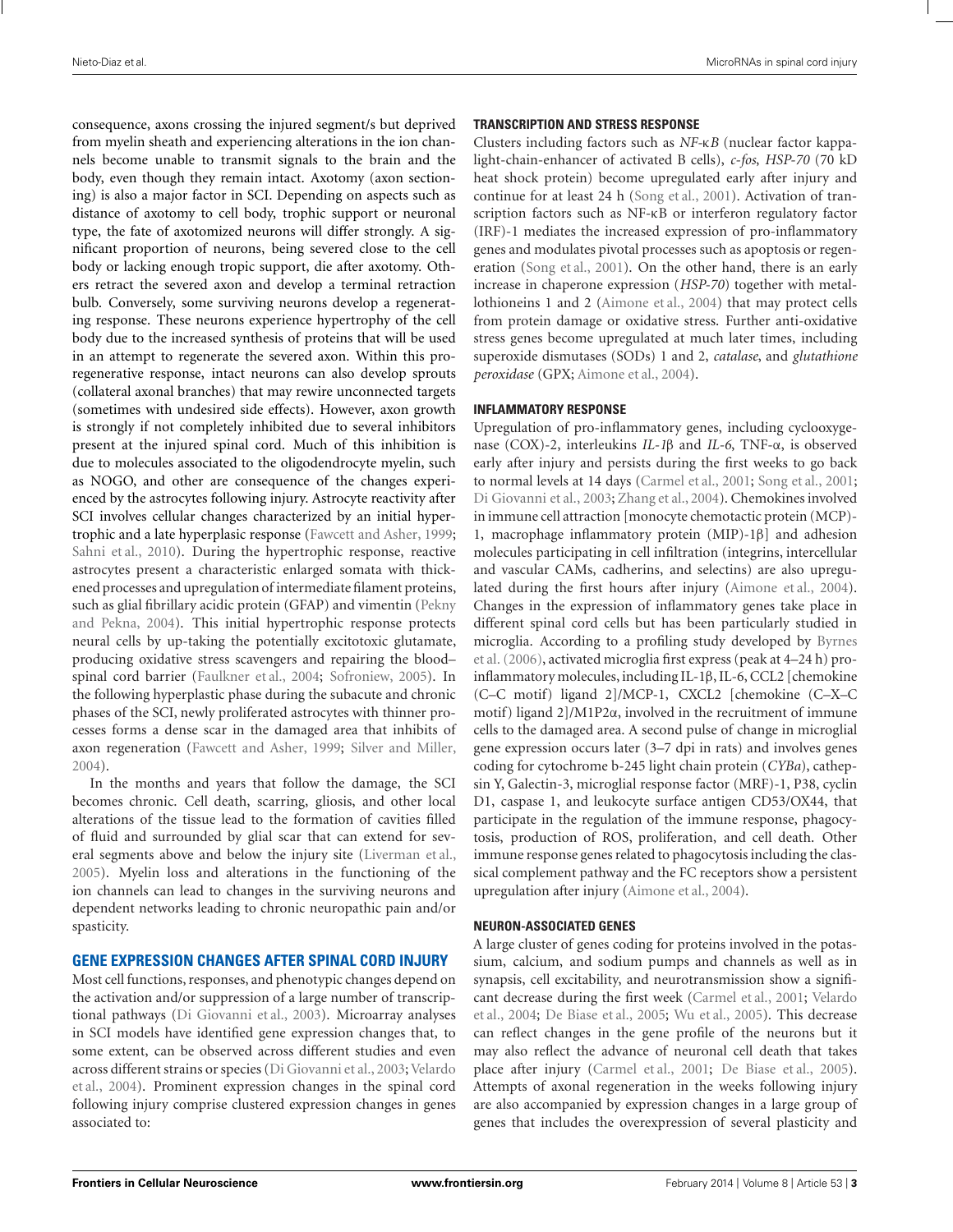consequence, axons crossing the injured segment/s but deprived from myelin sheath and experiencing alterations in the ion channels become unable to transmit signals to the brain and the body, even though they remain intact. Axotomy (axon sectioning) is also a major factor in SCI. Depending on aspects such as distance of axotomy to cell body, trophic support or neuronal type, the fate of axotomized neurons will differ strongly. A significant proportion of neurons, being severed close to the cell body or lacking enough tropic support, die after axotomy. Others retract the severed axon and develop a terminal retraction bulb. Conversely, some surviving neurons develop a regenerating response. These neurons experience hypertrophy of the cell body due to the increased synthesis of proteins that will be used in an attempt to regenerate the severed axon. Within this pro-regenerative response, intact neurons can also develop sprouts (collateral axonal branches) that may rewire unconnected targets (sometimes with undesired side effects). However, axon growth is strongly if not completely inhibited due to several inhibitors present at the injured spinal cord. Much of this inhibition is due to molecules associated to the oligodendrocyte myelin, such as NOGO, and other are consequence of the changes experienced by the astrocytes following injury. Astrocyte reactivity after SCI involves cellular changes characterized by an initial hypertrophic and a late hyperplasic response (Fawcett and Asher, 1999; Sahni et al., 2010). During the hypertrophic response, reactive astrocytes present a characteristic enlarged somata with thickened processes and upregulation of intermediate filament proteins, such as glial fibrillary acidic protein (GFAP) and vimentin (Pekny and Pekna, 2004). This initial hypertrophic response protects neural cells by up-taking the potentially excitotoxic glutamate, producing oxidative stress scavengers and repairing the blood–spinal cord barrier (Faulkner et al., 2004; Sofroniew, 2005). In the following hyperplastic phase during the subacute and chronic phases of the SCI, newly proliferated astrocytes with thinner processes forms a dense scar in the damaged area that inhibits of axon regeneration (Fawcett and Asher, 1999; Silver and Miller, 2004).

In the months and years that follow the damage, the SCI becomes chronic. Cell death, scarring, gliosis, and other local alterations of the tissue lead to the formation of cavities filled of fluid and surrounded by glial scar that can extend for several segments above and below the injury site (Liverman et al., 2005). Myelin loss and alterations in the functioning of the ion channels can lead to changes in the surviving neurons and dependent networks leading to chronic neuropathic pain and/or spasticity.

## GENE EXPRESSION CHANGES AFTER SPINAL CORD INJURY

Most cell functions, responses, and phenotypic changes depend on the activation and/or suppression of a large number of transcriptional pathways (Di Giovanni et al., 2003). Microarray analyses in SCI models have identified gene expression changes that, to some extent, can be observed across different studies and even across different strains or species (Di Giovanni et al., 2003; Velardo et al., 2004). Prominent expression changes in the spinal cord following injury comprise clustered expression changes in genes associated to:

### TRANSCRIPTION AND STRESS RESPONSE

Clusters including factors such as *NF-κB* (nuclear factor kappa-light-chain-enhancer of activated B cells), *c-fos*, *HSP-70* (70 kD heat shock protein) become upregulated early after injury and continue for at least 24 h (Song et al., 2001). Activation of transcription factors such as NF-κB or interferon regulatory factor (IRF)-1 mediates the increased expression of pro-inflammatory genes and modulates pivotal processes such as apoptosis or regeneration (Song et al., 2001). On the other hand, there is an early increase in chaperone expression (*HSP-70*) together with metallothioneins 1 and 2 (Aimone et al., 2004) that may protect cells from protein damage or oxidative stress. Further anti-oxidative stress genes become upregulated at much later times, including superoxide dismutases (SODs) 1 and 2, *catalase*, and *glutathione peroxidase* (GPX; Aimone et al., 2004).

### INFLAMMATORY RESPONSE

Upregulation of pro-inflammatory genes, including cyclooxygenase (COX)-2, interleukins *IL-1*β and *IL-6*, TNF-α, is observed early after injury and persists during the first weeks to go back to normal levels at 14 days (Carmel et al., 2001; Song et al., 2001; Di Giovanni et al., 2003; Zhang et al., 2004). Chemokines involved in immune cell attraction [monocyte chemotactic protein (MCP)-1, macrophage inflammatory protein (MIP)-1β] and adhesion molecules participating in cell infiltration (integrins, intercellular and vascular CAMs, cadherins, and selectins) are also upregulated during the first hours after injury (Aimone et al., 2004). Changes in the expression of inflammatory genes take place in different spinal cord cells but has been particularly studied in microglia. According to a profiling study developed by Byrnes et al. (2006), activated microglia first express (peak at 4–24 h) pro-inflammatory molecules, including IL-1β, IL-6, CCL2 [chemokine (C–C motif) ligand 2]/MCP-1, CXCL2 [chemokine (C–X–C motif) ligand 2]/M1P2α, involved in the recruitment of immune cells to the damaged area. A second pulse of change in microglial gene expression occurs later (3–7 dpi in rats) and involves genes coding for cytochrome b-245 light chain protein (*CYBa*), cathepsin Y, Galectin-3, microglial response factor (MRF)-1, P38, cyclin D1, caspase 1, and leukocyte surface antigen CD53/OX44, that participate in the regulation of the immune response, phagocytosis, production of ROS, proliferation, and cell death. Other immune response genes related to phagocytosis including the classical complement pathway and the FC receptors show a persistent upregulation after injury (Aimone et al., 2004).

### NEURON-ASSOCIATED GENES

A large cluster of genes coding for proteins involved in the potassium, calcium, and sodium pumps and channels as well as in synapsis, cell excitability, and neurotransmission show a significant decrease during the first week (Carmel et al., 2001; Velardo et al., 2004; De Biase et al., 2005; Wu et al., 2005). This decrease can reflect changes in the gene profile of the neurons but it may also reflect the advance of neuronal cell death that takes place after injury (Carmel et al., 2001; De Biase et al., 2005). Attempts of axonal regeneration in the weeks following injury are also accompanied by expression changes in a large group of genes that includes the overexpression of several plasticity and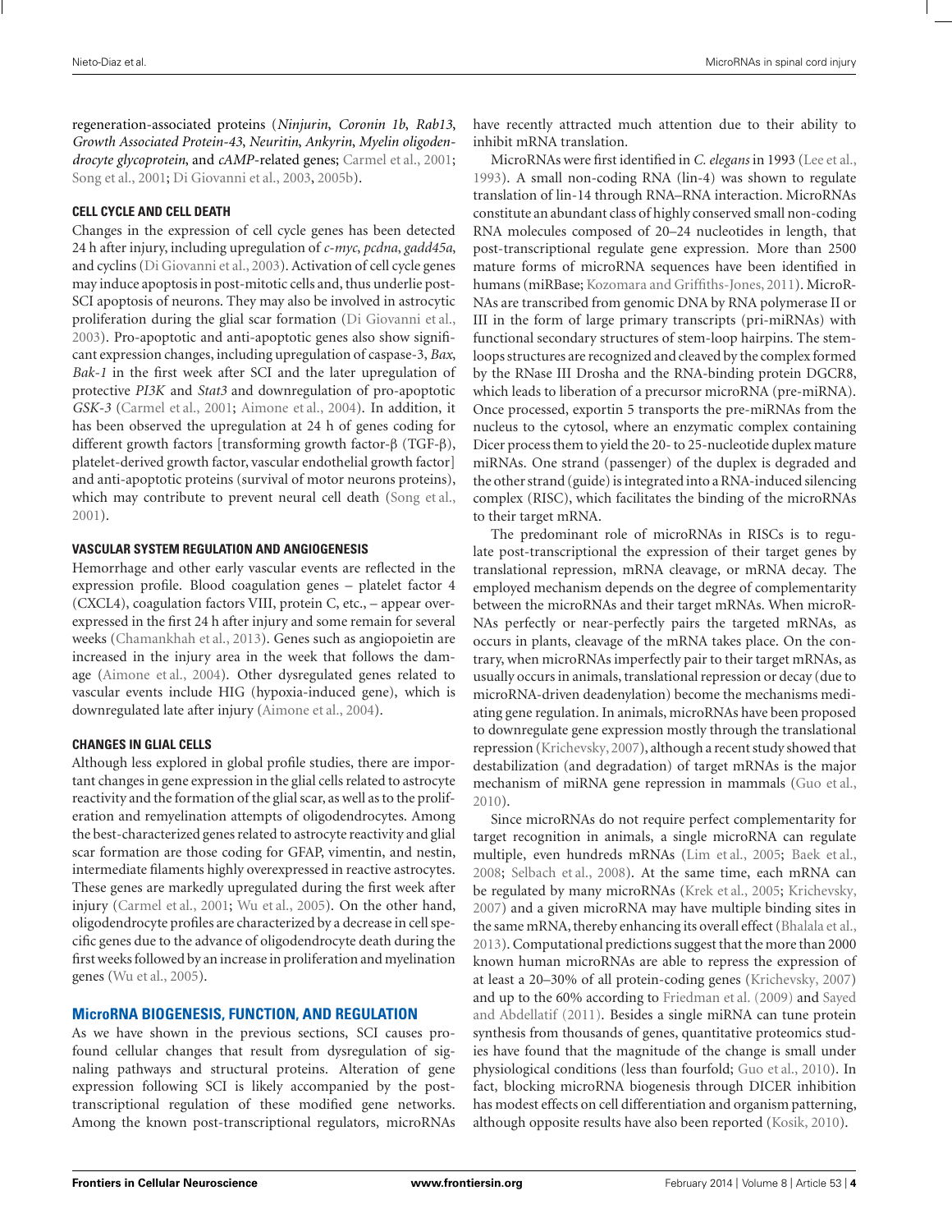regeneration-associated proteins (*Ninjurin*, *Coronin 1b*, *Rab13*, *Growth Associated Protein-43*, *Neuritin*, *Ankyrin*, *Myelin oligodendrocyte glycoprotein*, and *cAMP*-related genes; Carmel et al., 2001; Song et al., 2001; Di Giovanni et al., 2003, 2005b).

### CELL CYCLE AND CELL DEATH

Changes in the expression of cell cycle genes has been detected 24 h after injury, including upregulation of *c-myc*, *pcdna*, *gadd45a*, and cyclins (Di Giovanni et al., 2003). Activation of cell cycle genes may induce apoptosis in post-mitotic cells and, thus underlie post-SCI apoptosis of neurons. They may also be involved in astrocytic proliferation during the glial scar formation (Di Giovanni et al., 2003). Pro-apoptotic and anti-apoptotic genes also show significant expression changes, including upregulation of caspase-3, *Bax*, *Bak-1* in the first week after SCI and the later upregulation of protective *PI3K* and *Stat3* and downregulation of pro-apoptotic *GSK-3* (Carmel et al., 2001; Aimone et al., 2004). In addition, it has been observed the upregulation at 24 h of genes coding for different growth factors [transforming growth factor-β (TGF-β), platelet-derived growth factor, vascular endothelial growth factor] and anti-apoptotic proteins (survival of motor neurons proteins), which may contribute to prevent neural cell death (Song et al., 2001).

### VASCULAR SYSTEM REGULATION AND ANGIOGENESIS

Hemorrhage and other early vascular events are reflected in the expression profile. Blood coagulation genes – platelet factor 4 (CXCL4), coagulation factors VIII, protein C, etc., – appear overexpressed in the first 24 h after injury and some remain for several weeks (Chamankhah et al., 2013). Genes such as angiopoietin are increased in the injury area in the week that follows the damage (Aimone et al., 2004). Other dysregulated genes related to vascular events include HIG (hypoxia-induced gene), which is downregulated late after injury (Aimone et al., 2004).

### CHANGES IN GLIAL CELLS

Although less explored in global profile studies, there are important changes in gene expression in the glial cells related to astrocyte reactivity and the formation of the glial scar, as well as to the proliferation and remyelination attempts of oligodendrocytes. Among the best-characterized genes related to astrocyte reactivity and glial scar formation are those coding for GFAP, vimentin, and nestin, intermediate filaments highly overexpressed in reactive astrocytes. These genes are markedly upregulated during the first week after injury (Carmel et al., 2001; Wu et al., 2005). On the other hand, oligodendrocyte profiles are characterized by a decrease in cell specific genes due to the advance of oligodendrocyte death during the first weeks followed by an increase in proliferation and myelination genes (Wu et al., 2005).

## MicroRNA BIOGENESIS, FUNCTION, AND REGULATION

As we have shown in the previous sections, SCI causes profound cellular changes that result from dysregulation of signaling pathways and structural proteins. Alteration of gene expression following SCI is likely accompanied by the post-transcriptional regulation of these modified gene networks. Among the known post-transcriptional regulators, microRNAs have recently attracted much attention due to their ability to inhibit mRNA translation.

MicroRNAs were first identified in *C. elegans* in 1993 (Lee et al., 1993). A small non-coding RNA (lin-4) was shown to regulate translation of lin-14 through RNA–RNA interaction. MicroRNAs constitute an abundant class of highly conserved small non-coding RNA molecules composed of 20–24 nucleotides in length, that post-transcriptional regulate gene expression. More than 2500 mature forms of microRNA sequences have been identified in humans (miRBase; Kozomara and Griffiths-Jones, 2011). MicroRNAs are transcribed from genomic DNA by RNA polymerase II or III in the form of large primary transcripts (pri-miRNAs) with functional secondary structures of stem-loop hairpins. The stem-loops structures are recognized and cleaved by the complex formed by the RNase III Drosha and the RNA-binding protein DGCR8, which leads to liberation of a precursor microRNA (pre-miRNA). Once processed, exportin 5 transports the pre-miRNAs from the nucleus to the cytosol, where an enzymatic complex containing Dicer process them to yield the 20- to 25-nucleotide duplex mature miRNAs. One strand (passenger) of the duplex is degraded and the other strand (guide) is integrated into a RNA-induced silencing complex (RISC), which facilitates the binding of the microRNAs to their target mRNA.

The predominant role of microRNAs in RISCs is to regulate post-transcriptional the expression of their target genes by translational repression, mRNA cleavage, or mRNA decay. The employed mechanism depends on the degree of complementarity between the microRNAs and their target mRNAs. When microRNAs perfectly or near-perfectly pairs the targeted mRNAs, as occurs in plants, cleavage of the mRNA takes place. On the contrary, when microRNAs imperfectly pair to their target mRNAs, as usually occurs in animals, translational repression or decay (due to microRNA-driven deadenylation) become the mechanisms mediating gene regulation. In animals, microRNAs have been proposed to downregulate gene expression mostly through the translational repression (Krichevsky, 2007), although a recent study showed that destabilization (and degradation) of target mRNAs is the major mechanism of miRNA gene repression in mammals (Guo et al., 2010).

Since microRNAs do not require perfect complementarity for target recognition in animals, a single microRNA can regulate multiple, even hundreds mRNAs (Lim et al., 2005; Baek et al., 2008; Selbach et al., 2008). At the same time, each mRNA can be regulated by many microRNAs (Krek et al., 2005; Krichevsky, 2007) and a given microRNA may have multiple binding sites in the same mRNA, thereby enhancing its overall effect (Bhalala et al., 2013). Computational predictions suggest that the more than 2000 known human microRNAs are able to repress the expression of at least a 20–30% of all protein-coding genes (Krichevsky, 2007) and up to the 60% according to Friedman et al. (2009) and Sayed and Abdellatif (2011). Besides a single miRNA can tune protein synthesis from thousands of genes, quantitative proteomics studies have found that the magnitude of the change is small under physiological conditions (less than fourfold; Guo et al., 2010). In fact, blocking microRNA biogenesis through DICER inhibition has modest effects on cell differentiation and organism patterning, although opposite results have also been reported (Kosik, 2010).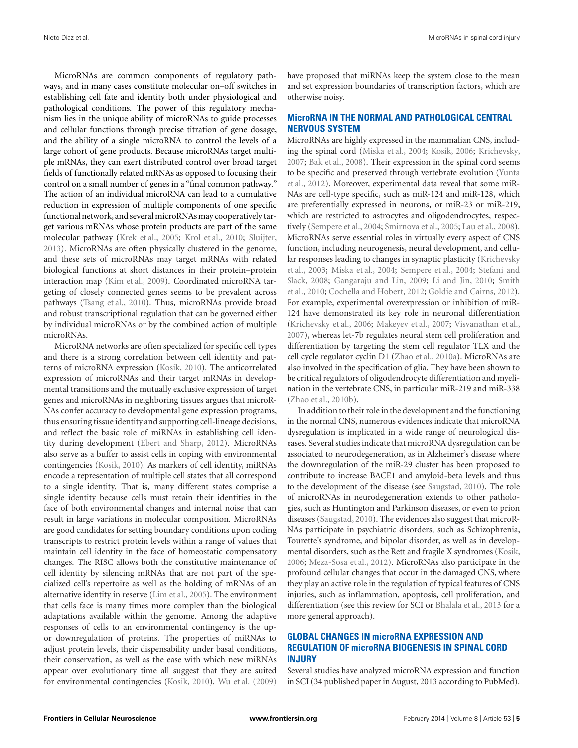MicroRNAs are common components of regulatory pathways, and in many cases constitute molecular on–off switches in establishing cell fate and identity both under physiological and pathological conditions. The power of this regulatory mechanism lies in the unique ability of microRNAs to guide processes and cellular functions through precise titration of gene dosage, and the ability of a single microRNA to control the levels of a large cohort of gene products. Because microRNAs target multiple mRNAs, they can exert distributed control over broad target fields of functionally related mRNAs as opposed to focusing their control on a small number of genes in a "final common pathway." The action of an individual microRNA can lead to a cumulative reduction in expression of multiple components of one specific functional network, and several microRNAs may cooperatively target various mRNAs whose protein products are part of the same molecular pathway (Krek et al., 2005; Krol et al., 2010; Sluijter, 2013). MicroRNAs are often physically clustered in the genome, and these sets of microRNAs may target mRNAs with related biological functions at short distances in their protein–protein interaction map (Kim et al., 2009). Coordinated microRNA targeting of closely connected genes seems to be prevalent across pathways (Tsang et al., 2010). Thus, microRNAs provide broad and robust transcriptional regulation that can be governed either by individual microRNAs or by the combined action of multiple microRNAs.

MicroRNA networks are often specialized for specific cell types and there is a strong correlation between cell identity and patterns of microRNA expression (Kosik, 2010). The anticorrelated expression of microRNAs and their target mRNAs in developmental transitions and the mutually exclusive expression of target genes and microRNAs in neighboring tissues argues that microRNAs confer accuracy to developmental gene expression programs, thus ensuring tissue identity and supporting cell-lineage decisions, and reflect the basic role of miRNAs in establishing cell identity during development (Ebert and Sharp, 2012). MicroRNAs also serve as a buffer to assist cells in coping with environmental contingencies (Kosik, 2010). As markers of cell identity, miRNAs encode a representation of multiple cell states that all correspond to a single identity. That is, many different states comprise a single identity because cells must retain their identities in the face of both environmental changes and internal noise that can result in large variations in molecular composition. MicroRNAs are good candidates for setting boundary conditions upon coding transcripts to restrict protein levels within a range of values that maintain cell identity in the face of homeostatic compensatory changes. The RISC allows both the constitutive maintenance of cell identity by silencing mRNAs that are not part of the specialized cell's repertoire as well as the holding of mRNAs of an alternative identity in reserve (Lim et al., 2005). The environment that cells face is many times more complex than the biological adaptations available within the genome. Among the adaptive responses of cells to an environmental contingency is the up- or downregulation of proteins. The properties of miRNAs to adjust protein levels, their dispensability under basal conditions, their conservation, as well as the ease with which new miRNAs appear over evolutionary time all suggest that they are suited for environmental contingencies (Kosik, 2010). Wu et al. (2009) have proposed that miRNAs keep the system close to the mean and set expression boundaries of transcription factors, which are otherwise noisy.

## MicroRNA IN THE NORMAL AND PATHOLOGICAL CENTRAL NERVOUS SYSTEM

MicroRNAs are highly expressed in the mammalian CNS, including the spinal cord (Miska et al., 2004; Kosik, 2006; Krichevsky, 2007; Bak et al., 2008). Their expression in the spinal cord seems to be specific and preserved through vertebrate evolution (Yunta et al., 2012). Moreover, experimental data reveal that some miRNAs are cell-type specific, such as miR-124 and miR-128, which are preferentially expressed in neurons, or miR-23 or miR-219, which are restricted to astrocytes and oligodendrocytes, respectively (Sempere et al., 2004; Smirnova et al., 2005; Lau et al., 2008). MicroRNAs serve essential roles in virtually every aspect of CNS function, including neurogenesis, neural development, and cellular responses leading to changes in synaptic plasticity (Krichevsky et al., 2003; Miska et al., 2004; Sempere et al., 2004; Stefani and Slack, 2008; Gangaraju and Lin, 2009; Li and Jin, 2010; Smith et al., 2010; Cochella and Hobert, 2012; Goldie and Cairns, 2012). For example, experimental overexpression or inhibition of miR-124 have demonstrated its key role in neuronal differentiation (Krichevsky et al., 2006; Makeyev et al., 2007; Visvanathan et al., 2007), whereas let-7b regulates neural stem cell proliferation and differentiation by targeting the stem cell regulator TLX and the cell cycle regulator cyclin D1 (Zhao et al., 2010a). MicroRNAs are also involved in the specification of glia. They have been shown to be critical regulators of oligodendrocyte differentiation and myelination in the vertebrate CNS, in particular miR-219 and miR-338 (Zhao et al., 2010b).

In addition to their role in the development and the functioning in the normal CNS, numerous evidences indicate that microRNA dysregulation is implicated in a wide range of neurological diseases. Several studies indicate that microRNA dysregulation can be associated to neurodegeneration, as in Alzheimer's disease where the downregulation of the miR-29 cluster has been proposed to contribute to increase BACE1 and amyloid-beta levels and thus to the development of the disease (see Saugstad, 2010). The role of microRNAs in neurodegeneration extends to other pathologies, such as Huntington and Parkinson diseases, or even to prion diseases (Saugstad, 2010). The evidences also suggest that microRNAs participate in psychiatric disorders, such as Schizophrenia, Tourette's syndrome, and bipolar disorder, as well as in developmental disorders, such as the Rett and fragile X syndromes (Kosik, 2006; Meza-Sosa et al., 2012). MicroRNAs also participate in the profound cellular changes that occur in the damaged CNS, where they play an active role in the regulation of typical features of CNS injuries, such as inflammation, apoptosis, cell proliferation, and differentiation (see this review for SCI or Bhalala et al., 2013 for a more general approach).

## GLOBAL CHANGES IN microRNA EXPRESSION AND REGULATION OF microRNA BIOGENESIS IN SPINAL CORD INJURY

Several studies have analyzed microRNA expression and function in SCI (34 published paper in August, 2013 according to PubMed).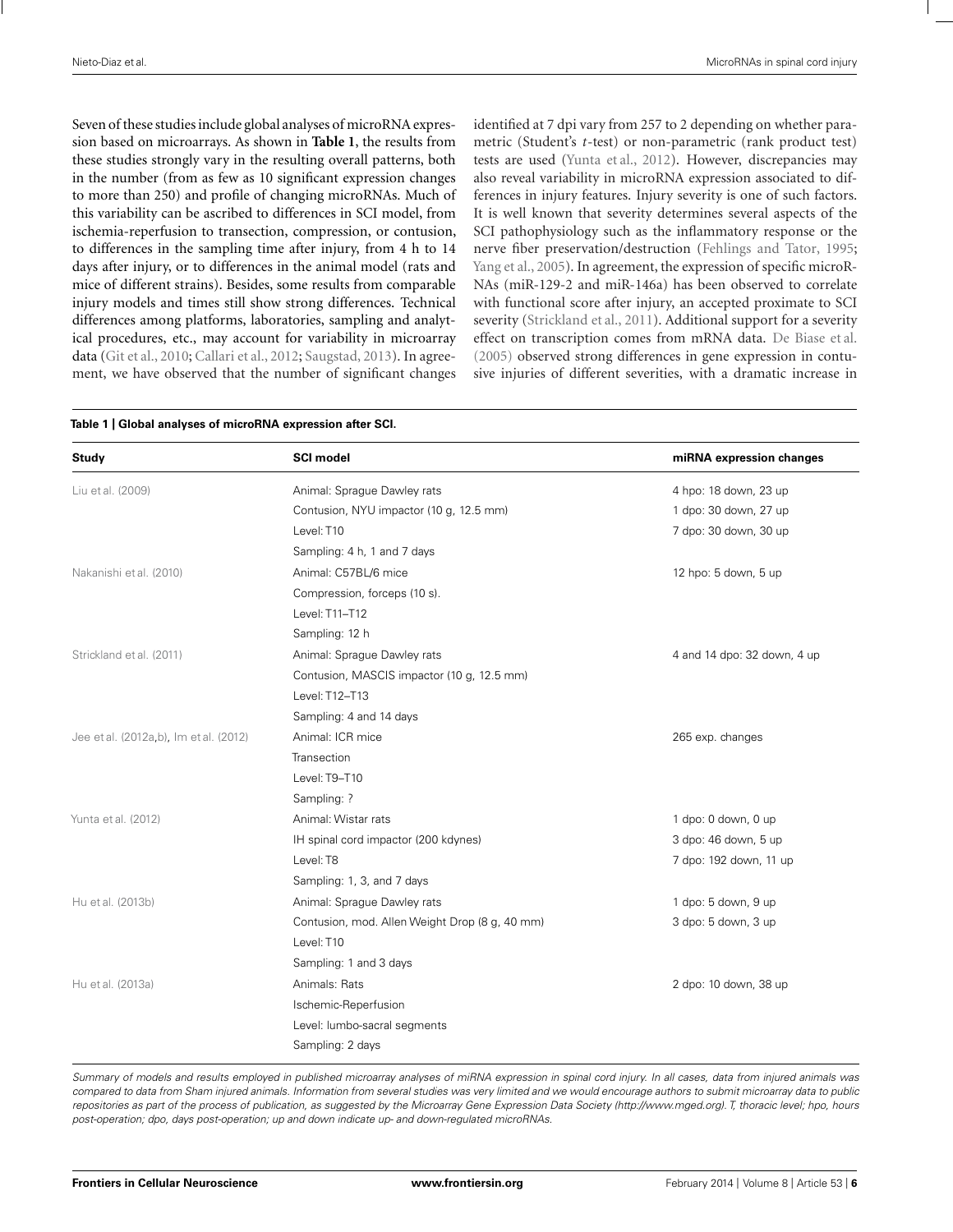Seven of these studies include global analyses of microRNA expression based on microarrays. As shown in **Table 1**, the results from these studies strongly vary in the resulting overall patterns, both in the number (from as few as 10 significant expression changes to more than 250) and profile of changing microRNAs. Much of this variability can be ascribed to differences in SCI model, from ischemia-reperfusion to transection, compression, or contusion, to differences in the sampling time after injury, from 4 h to 14 days after injury, or to differences in the animal model (rats and mice of different strains). Besides, some results from comparable injury models and times still show strong differences. Technical differences among platforms, laboratories, sampling and analytical procedures, etc., may account for variability in microarray data (Git et al., 2010; Callari et al., 2012; Saugstad, 2013). In agreement, we have observed that the number of significant changes identified at 7 dpi vary from 257 to 2 depending on whether parametric (Student's *t*-test) or non-parametric (rank product test) tests are used (Yunta et al., 2012). However, discrepancies may also reveal variability in microRNA expression associated to differences in injury features. Injury severity is one of such factors. It is well known that severity determines several aspects of the SCI pathophysiology such as the inflammatory response or the nerve fiber preservation/destruction (Fehlings and Tator, 1995; Yang et al., 2005). In agreement, the expression of specific microRNAs (miR-129-2 and miR-146a) has been observed to correlate with functional score after injury, an accepted proximate to SCI severity (Strickland et al., 2011). Additional support for a severity effect on transcription comes from mRNA data. De Biase et al. (2005) observed strong differences in gene expression in contusive injuries of different severities, with a dramatic increase in

**Table 1 | Global analyses of microRNA expression after SCI.**

| Study | SCI model | miRNA expression changes |
|---|---|---|
| Liu et al. (2009) | Animal: Sprague Dawley rats | 4 hpo: 18 down, 23 up |
| | Contusion, NYU impactor (10 g, 12.5 mm) | 1 dpo: 30 down, 27 up |
| | Level: T10 | 7 dpo: 30 down, 30 up |
| | Sampling: 4 h, 1 and 7 days | |
| Nakanishi et al. (2010) | Animal: C57BL/6 mice | 12 hpo: 5 down, 5 up |
| | Compression, forceps (10 s). | |
| | Level: T11–T12 | |
| | Sampling: 12 h | |
| Strickland et al. (2011) | Animal: Sprague Dawley rats | 4 and 14 dpo: 32 down, 4 up |
| | Contusion, MASCIS impactor (10 g, 12.5 mm) | |
| | Level: T12–T13 | |
| | Sampling: 4 and 14 days | |
| Jee et al. (2012a,b), Im et al. (2012) | Animal: ICR mice | 265 exp. changes |
| | Transection | |
| | Level: T9–T10 | |
| | Sampling: ? | |
| Yunta et al. (2012) | Animal: Wistar rats | 1 dpo: 0 down, 0 up |
| | IH spinal cord impactor (200 kdynes) | 3 dpo: 46 down, 5 up |
| | Level: T8 | 7 dpo: 192 down, 11 up |
| | Sampling: 1, 3, and 7 days | |
| Hu et al. (2013b) | Animal: Sprague Dawley rats | 1 dpo: 5 down, 9 up |
| | Contusion, mod. Allen Weight Drop (8 g, 40 mm) | 3 dpo: 5 down, 3 up |
| | Level: T10 | |
| | Sampling: 1 and 3 days | |
| Hu et al. (2013a) | Animals: Rats | 2 dpo: 10 down, 38 up |
| | Ischemic-Reperfusion | |
| | Level: lumbo-sacral segments | |
| | Sampling: 2 days | |

*Summary of models and results employed in published microarray analyses of miRNA expression in spinal cord injury. In all cases, data from injured animals was compared to data from Sham injured animals. Information from several studies was very limited and we would encourage authors to submit microarray data to public repositories as part of the process of publication, as suggested by the Microarray Gene Expression Data Society (http://www.mged.org). T, thoracic level; hpo, hours post-operation; dpo, days post-operation; up and down indicate up- and down-regulated microRNAs.*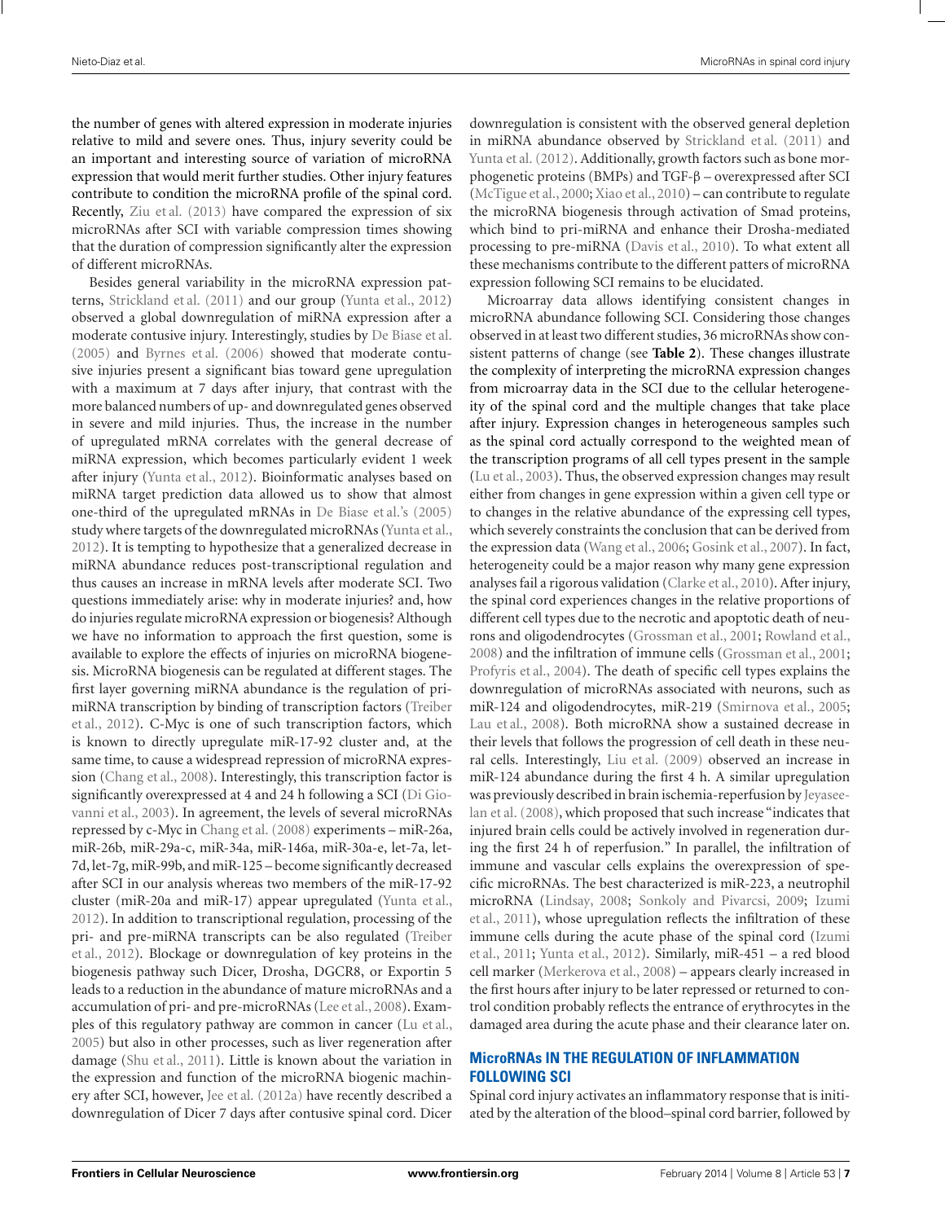the number of genes with altered expression in moderate injuries relative to mild and severe ones. Thus, injury severity could be an important and interesting source of variation of microRNA expression that would merit further studies. Other injury features contribute to condition the microRNA profile of the spinal cord. Recently, Ziu et al. (2013) have compared the expression of six microRNAs after SCI with variable compression times showing that the duration of compression significantly alter the expression of different microRNAs.

Besides general variability in the microRNA expression patterns, Strickland et al. (2011) and our group (Yunta et al., 2012) observed a global downregulation of miRNA expression after a moderate contusive injury. Interestingly, studies by De Biase et al. (2005) and Byrnes et al. (2006) showed that moderate contusive injuries present a significant bias toward gene upregulation with a maximum at 7 days after injury, that contrast with the more balanced numbers of up- and downregulated genes observed in severe and mild injuries. Thus, the increase in the number of upregulated mRNA correlates with the general decrease of miRNA expression, which becomes particularly evident 1 week after injury (Yunta et al., 2012). Bioinformatic analyses based on miRNA target prediction data allowed us to show that almost one-third of the upregulated mRNAs in De Biase et al.'s (2005) study where targets of the downregulated microRNAs (Yunta et al., 2012). It is tempting to hypothesize that a generalized decrease in miRNA abundance reduces post-transcriptional regulation and thus causes an increase in mRNA levels after moderate SCI. Two questions immediately arise: why in moderate injuries? and, how do injuries regulate microRNA expression or biogenesis? Although we have no information to approach the first question, some is available to explore the effects of injuries on microRNA biogenesis. MicroRNA biogenesis can be regulated at different stages. The first layer governing miRNA abundance is the regulation of pri-miRNA transcription by binding of transcription factors (Treiber et al., 2012). C-Myc is one of such transcription factors, which is known to directly upregulate miR-17-92 cluster and, at the same time, to cause a widespread repression of microRNA expression (Chang et al., 2008). Interestingly, this transcription factor is significantly overexpressed at 4 and 24 h following a SCI (Di Giovanni et al., 2003). In agreement, the levels of several microRNAs repressed by c-Myc in Chang et al. (2008) experiments – miR-26a, miR-26b, miR-29a-c, miR-34a, miR-146a, miR-30a-e, let-7a, let-7d, let-7g, miR-99b, and miR-125 – become significantly decreased after SCI in our analysis whereas two members of the miR-17-92 cluster (miR-20a and miR-17) appear upregulated (Yunta et al., 2012). In addition to transcriptional regulation, processing of the pri- and pre-miRNA transcripts can be also regulated (Treiber et al., 2012). Blockage or downregulation of key proteins in the biogenesis pathway such Dicer, Drosha, DGCR8, or Exportin 5 leads to a reduction in the abundance of mature microRNAs and a accumulation of pri- and pre-microRNAs (Lee et al., 2008). Examples of this regulatory pathway are common in cancer (Lu et al., 2005) but also in other processes, such as liver regeneration after damage (Shu et al., 2011). Little is known about the variation in the expression and function of the microRNA biogenic machinery after SCI, however, Jee et al. (2012a) have recently described a downregulation of Dicer 7 days after contusive spinal cord. Dicer downregulation is consistent with the observed general depletion in miRNA abundance observed by Strickland et al. (2011) and Yunta et al. (2012). Additionally, growth factors such as bone morphogenetic proteins (BMPs) and TGF-β – overexpressed after SCI (McTigue et al., 2000; Xiao et al., 2010) – can contribute to regulate the microRNA biogenesis through activation of Smad proteins, which bind to pri-miRNA and enhance their Drosha-mediated processing to pre-miRNA (Davis et al., 2010). To what extent all these mechanisms contribute to the different patterns of microRNA expression following SCI remains to be elucidated.

Microarray data allows identifying consistent changes in microRNA abundance following SCI. Considering those changes observed in at least two different studies, 36 microRNAs show consistent patterns of change (see **Table 2**). These changes illustrate the complexity of interpreting the microRNA expression changes from microarray data in the SCI due to the cellular heterogeneity of the spinal cord and the multiple changes that take place after injury. Expression changes in heterogeneous samples such as the spinal cord actually correspond to the weighted mean of the transcription programs of all cell types present in the sample (Lu et al., 2003). Thus, the observed expression changes may result either from changes in gene expression within a given cell type or to changes in the relative abundance of the expressing cell types, which severely constraints the conclusion that can be derived from the expression data (Wang et al., 2006; Gosink et al., 2007). In fact, heterogeneity could be a major reason why many gene expression analyses fail a rigorous validation (Clarke et al., 2010). After injury, the spinal cord experiences changes in the relative proportions of different cell types due to the necrotic and apoptotic death of neurons and oligodendrocytes (Grossman et al., 2001; Rowland et al., 2008) and the infiltration of immune cells (Grossman et al., 2001; Profyris et al., 2004). The death of specific cell types explains the downregulation of microRNAs associated with neurons, such as miR-124 and oligodendrocytes, miR-219 (Smirnova et al., 2005; Lau et al., 2008). Both microRNA show a sustained decrease in their levels that follows the progression of cell death in these neural cells. Interestingly, Liu et al. (2009) observed an increase in miR-124 abundance during the first 4 h. A similar upregulation was previously described in brain ischemia-reperfusion by Jeyaseelan et al. (2008), which proposed that such increase "indicates that injured brain cells could be actively involved in regeneration during the first 24 h of reperfusion." In parallel, the infiltration of immune and vascular cells explains the overexpression of specific microRNAs. The best characterized is miR-223, a neutrophil microRNA (Lindsay, 2008; Sonkoly and Pivarcsi, 2009; Izumi et al., 2011), whose upregulation reflects the infiltration of these immune cells during the acute phase of the spinal cord (Izumi et al., 2011; Yunta et al., 2012). Similarly, miR-451 – a red blood cell marker (Merkerova et al., 2008) – appears clearly increased in the first hours after injury to be later repressed or returned to control condition probably reflects the entrance of erythrocytes in the damaged area during the acute phase and their clearance later on.

## MicroRNAs IN THE REGULATION OF INFLAMMATION FOLLOWING SCI

Spinal cord injury activates an inflammatory response that is initiated by the alteration of the blood–spinal cord barrier, followed by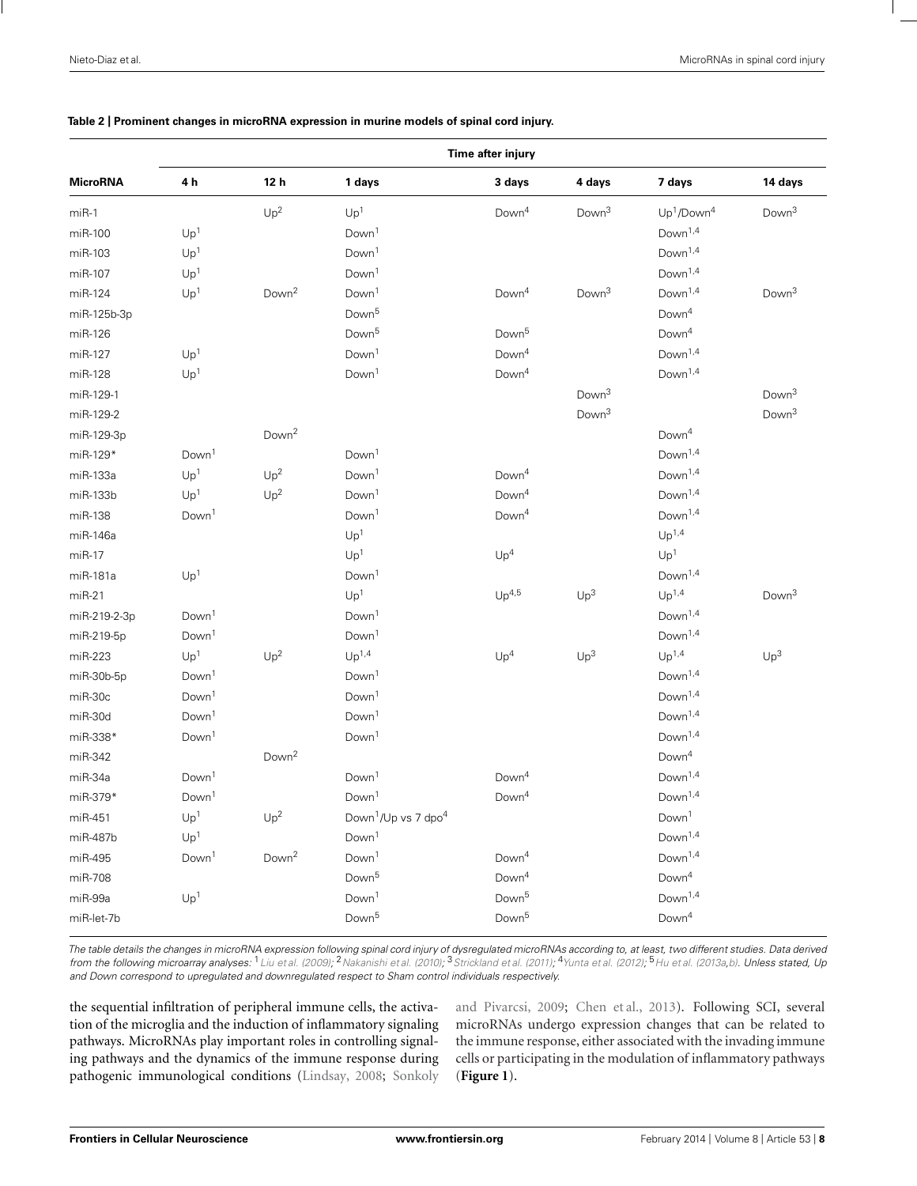**Table 2 | Prominent changes in microRNA expression in murine models of spinal cord injury.**

| MicroRNA | Time after injury | | | | | | |
|---|---|---|---|---|---|---|---|
| | 4 h | 12 h | 1 days | 3 days | 4 days | 7 days | 14 days |
| miR-1 | | Up[2] | Up[1] | Down[4] | Down[3] | Up[1]/Down[4] | Down[3] |
| miR-100 | Up[1] | | Down[1] | | | Down[1,4] | |
| miR-103 | Up[1] | | Down[1] | | | Down[1,4] | |
| miR-107 | Up[1] | | Down[1] | | | Down[1,4] | |
| miR-124 | Up[1] | Down[2] | Down[1] | Down[4] | Down[3] | Down[1,4] | Down[3] |
| miR-125b-3p | | | Down[5] | | | Down[4] | |
| miR-126 | | | Down[5] | Down[5] | | Down[4] | |
| miR-127 | Up[1] | | Down[1] | Down[4] | | Down[1,4] | |
| miR-128 | Up[1] | | Down[1] | Down[4] | | Down[1,4] | |
| miR-129-1 | | | | | Down[3] | | Down[3] |
| miR-129-2 | | | | | Down[3] | | Down[3] |
| miR-129-3p | | Down[2] | | | | Down[4] | |
| miR-129* | Down[1] | | Down[1] | | | Down[1,4] | |
| miR-133a | Up[1] | Up[2] | Down[1] | Down[4] | | Down[1,4] | |
| miR-133b | Up[1] | Up[2] | Down[1] | Down[4] | | Down[1,4] | |
| miR-138 | Down[1] | | Down[1] | Down[4] | | Down[1,4] | |
| miR-146a | | | Up[1] | | | Up[1,4] | |
| miR-17 | | | Up[1] | Up[4] | | Up[1] | |
| miR-181a | Up[1] | | Down[1] | | | Down[1,4] | |
| miR-21 | | | Up[1] | Up[4,5] | Up[3] | Up[1,4] | Down[3] |
| miR-219-2-3p | Down[1] | | Down[1] | | | Down[1,4] | |
| miR-219-5p | Down[1] | | Down[1] | | | Down[1,4] | |
| miR-223 | Up[1] | Up[2] | Up[1,4] | Up[4] | Up[3] | Up[1,4] | Up[3] |
| miR-30b-5p | Down[1] | | Down[1] | | | Down[1,4] | |
| miR-30c | Down[1] | | Down[1] | | | Down[1,4] | |
| miR-30d | Down[1] | | Down[1] | | | Down[1,4] | |
| miR-338* | Down[1] | | Down[1] | | | Down[1,4] | |
| miR-342 | | Down[2] | | | | Down[4] | |
| miR-34a | Down[1] | | Down[1] | Down[4] | | Down[1,4] | |
| miR-379* | Down[1] | | Down[1] | Down[4] | | Down[1,4] | |
| miR-451 | Up[1] | Up[2] | Down[1]/Up vs 7 dpo[4] | | | Down[1] | |
| miR-487b | Up[1] | | Down[1] | | | Down[1,4] | |
| miR-495 | Down[1] | Down[2] | Down[1] | Down[4] | | Down[1,4] | |
| miR-708 | | | Down[5] | Down[4] | | Down[4] | |
| miR-99a | Up[1] | | Down[1] | Down[5] | | Down[1,4] | |
| miR-let-7b | | | Down[5] | Down[5] | | Down[4] | |

*The table details the changes in microRNA expression following spinal cord injury of dysregulated microRNAs according to, at least, two different studies. Data derived from the following microarray analyses:* [1] *Liu et al. (2009);* [2] *Nakanishi et al. (2010);* [3] *Strickland et al. (2011);* [4] *Yunta et al. (2012);* [5] *Hu et al. (2013a,b). Unless stated, Up and Down correspond to upregulated and downregulated respect to Sham control individuals respectively.*

the sequential infiltration of peripheral immune cells, the activation of the microglia and the induction of inflammatory signaling pathways. MicroRNAs play important roles in controlling signaling pathways and the dynamics of the immune response during pathogenic immunological conditions (Lindsay, 2008; Sonkoly and Pivarcsi, 2009; Chen et al., 2013). Following SCI, several microRNAs undergo expression changes that can be related to the immune response, either associated with the invading immune cells or participating in the modulation of inflammatory pathways (**Figure 1**).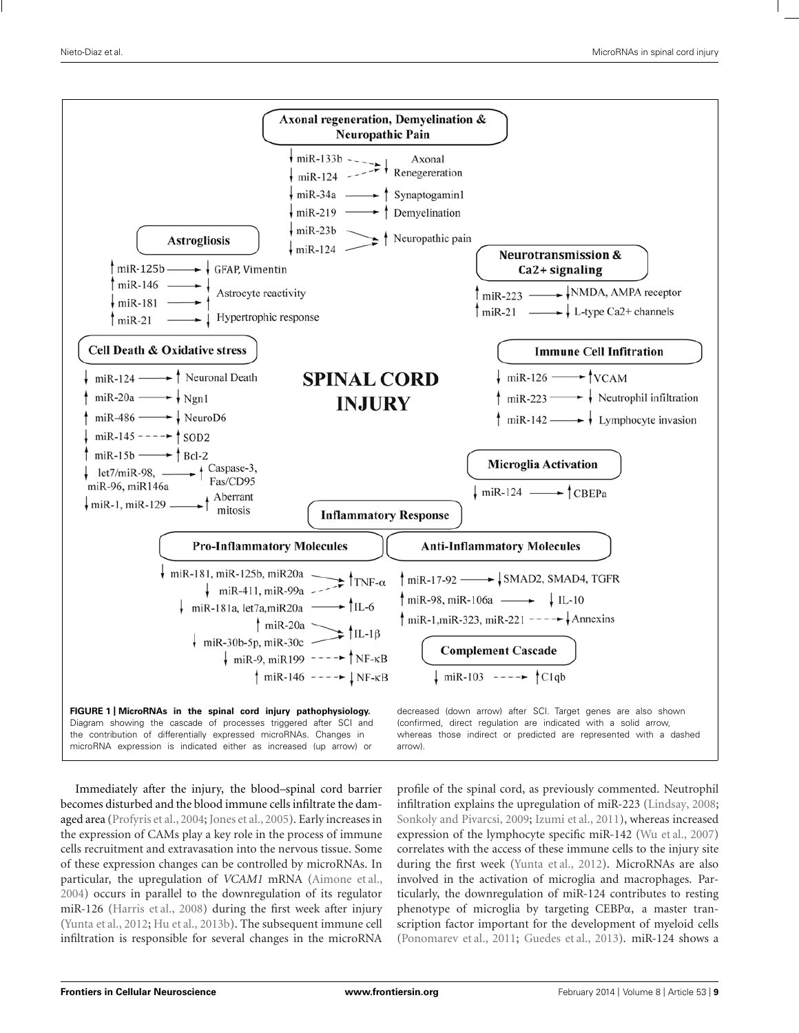**FIGURE 1 | MicroRNAs in the spinal cord injury pathophysiology.** Diagram showing the cascade of processes triggered after SCI and the contribution of differentially expressed microRNAs. Changes in microRNA expression is indicated either as increased (up arrow) or decreased (down arrow) after SCI. Target genes are also shown (confirmed, direct regulation are indicated with a solid arrow, whereas those indirect or predicted are represented with a dashed arrow).

Immediately after the injury, the blood–spinal cord barrier becomes disturbed and the blood immune cells infiltrate the damaged area (Profyris et al., 2004; Jones et al., 2005). Early increases in the expression of CAMs play a key role in the process of immune cells recruitment and extravasation into the nervous tissue. Some of these expression changes can be controlled by microRNAs. In particular, the upregulation of *VCAM1* mRNA (Aimone et al., 2004) occurs in parallel to the downregulation of its regulator miR-126 (Harris et al., 2008) during the first week after injury (Yunta et al., 2012; Hu et al., 2013b). The subsequent immune cell infiltration is responsible for several changes in the microRNA profile of the spinal cord, as previously commented. Neutrophil infiltration explains the upregulation of miR-223 (Lindsay, 2008; Sonkoly and Pivarcsi, 2009; Izumi et al., 2011), whereas increased expression of the lymphocyte specific miR-142 (Wu et al., 2007) correlates with the access of these immune cells to the injury site during the first week (Yunta et al., 2012). MicroRNAs are also involved in the activation of microglia and macrophages. Particularly, the downregulation of miR-124 contributes to resting phenotype of microglia by targeting CEBPα, a master transcription factor important for the development of myeloid cells (Ponomarev et al., 2011; Guedes et al., 2013). miR-124 shows a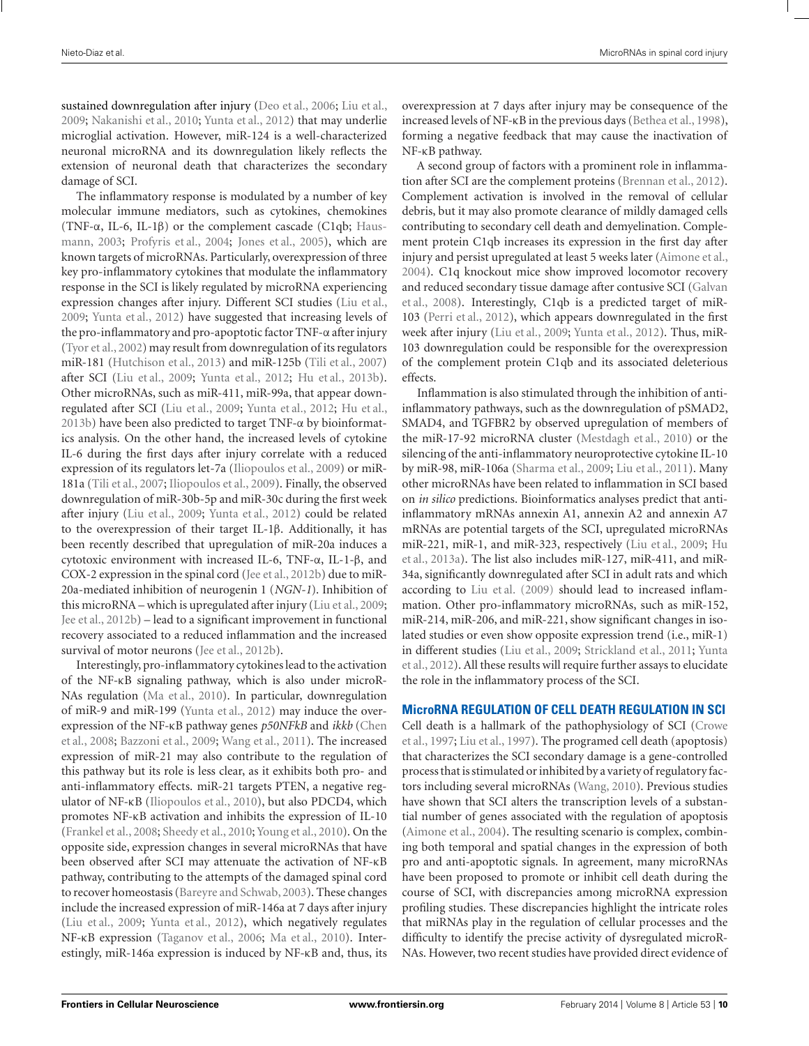sustained downregulation after injury (Deo et al., 2006; Liu et al., 2009; Nakanishi et al., 2010; Yunta et al., 2012) that may underlie microglial activation. However, miR-124 is a well-characterized neuronal microRNA and its downregulation likely reflects the extension of neuronal death that characterizes the secondary damage of SCI.

The inflammatory response is modulated by a number of key molecular immune mediators, such as cytokines, chemokines (TNF-α, IL-6, IL-1β) or the complement cascade (C1qb; Hausmann, 2003; Profyris et al., 2004; Jones et al., 2005), which are known targets of microRNAs. Particularly, overexpression of three key pro-inflammatory cytokines that modulate the inflammatory response in the SCI is likely regulated by microRNA experiencing expression changes after injury. Different SCI studies (Liu et al., 2009; Yunta et al., 2012) have suggested that increasing levels of the pro-inflammatory and pro-apoptotic factor TNF-α after injury (Tyor et al., 2002) may result from downregulation of its regulators miR-181 (Hutchison et al., 2013) and miR-125b (Tili et al., 2007) after SCI (Liu et al., 2009; Yunta et al., 2012; Hu et al., 2013b). Other microRNAs, such as miR-411, miR-99a, that appear downregulated after SCI (Liu et al., 2009; Yunta et al., 2012; Hu et al., 2013b) have been also predicted to target TNF-α by bioinformatics analysis. On the other hand, the increased levels of cytokine IL-6 during the first days after injury correlate with a reduced expression of its regulators let-7a (Iliopoulos et al., 2009) or miR-181a (Tili et al., 2007; Iliopoulos et al., 2009). Finally, the observed downregulation of miR-30b-5p and miR-30c during the first week after injury (Liu et al., 2009; Yunta et al., 2012) could be related to the overexpression of their target IL-1β. Additionally, it has been recently described that upregulation of miR-20a induces a cytotoxic environment with increased IL-6, TNF-α, IL-1-β, and COX-2 expression in the spinal cord (Jee et al., 2012b) due to miR-20a-mediated inhibition of neurogenin 1 (*NGN-1*). Inhibition of this microRNA – which is upregulated after injury (Liu et al., 2009; Jee et al., 2012b) – lead to a significant improvement in functional recovery associated to a reduced inflammation and the increased survival of motor neurons (Jee et al., 2012b).

Interestingly, pro-inflammatory cytokines lead to the activation of the NF-κB signaling pathway, which is also under microRNAs regulation (Ma et al., 2010). In particular, downregulation of miR-9 and miR-199 (Yunta et al., 2012) may induce the overexpression of the NF-κB pathway genes *p50NFkB* and *ikkb* (Chen et al., 2008; Bazzoni et al., 2009; Wang et al., 2011). The increased expression of miR-21 may also contribute to the regulation of this pathway but its role is less clear, as it exhibits both pro- and anti-inflammatory effects. miR-21 targets PTEN, a negative regulator of NF-κB (Iliopoulos et al., 2010), but also PDCD4, which promotes NF-κB activation and inhibits the expression of IL-10 (Frankel et al., 2008; Sheedy et al., 2010; Young et al., 2010). On the opposite side, expression changes in several microRNAs that have been observed after SCI may attenuate the activation of NF-κB pathway, contributing to the attempts of the damaged spinal cord to recover homeostasis (Bareyre and Schwab, 2003). These changes include the increased expression of miR-146a at 7 days after injury (Liu et al., 2009; Yunta et al., 2012), which negatively regulates NF-κB expression (Taganov et al., 2006; Ma et al., 2010). Interestingly, miR-146a expression is induced by NF-κB and, thus, its overexpression at 7 days after injury may be consequence of the increased levels of NF-κB in the previous days (Bethea et al., 1998), forming a negative feedback that may cause the inactivation of NF-κB pathway.

A second group of factors with a prominent role in inflammation after SCI are the complement proteins (Brennan et al., 2012). Complement activation is involved in the removal of cellular debris, but it may also promote clearance of mildly damaged cells contributing to secondary cell death and demyelination. Complement protein C1qb increases its expression in the first day after injury and persist upregulated at least 5 weeks later (Aimone et al., 2004). C1q knockout mice show improved locomotor recovery and reduced secondary tissue damage after contusive SCI (Galvan et al., 2008). Interestingly, C1qb is a predicted target of miR-103 (Perri et al., 2012), which appears downregulated in the first week after injury (Liu et al., 2009; Yunta et al., 2012). Thus, miR-103 downregulation could be responsible for the overexpression of the complement protein C1qb and its associated deleterious effects.

Inflammation is also stimulated through the inhibition of anti-inflammatory pathways, such as the downregulation of pSMAD2, SMAD4, and TGFBR2 by observed upregulation of members of the miR-17-92 microRNA cluster (Mestdagh et al., 2010) or the silencing of the anti-inflammatory neuroprotective cytokine IL-10 by miR-98, miR-106a (Sharma et al., 2009; Liu et al., 2011). Many other microRNAs have been related to inflammation in SCI based on *in silico* predictions. Bioinformatics analyses predict that anti-inflammatory mRNAs annexin A1, annexin A2 and annexin A7 mRNAs are potential targets of the SCI, upregulated microRNAs miR-221, miR-1, and miR-323, respectively (Liu et al., 2009; Hu et al., 2013a). The list also includes miR-127, miR-411, and miR-34a, significantly downregulated after SCI in adult rats and which according to Liu et al. (2009) should lead to increased inflammation. Other pro-inflammatory microRNAs, such as miR-152, miR-214, miR-206, and miR-221, show significant changes in isolated studies or even show opposite expression trend (i.e., miR-1) in different studies (Liu et al., 2009; Strickland et al., 2011; Yunta et al., 2012). All these results will require further assays to elucidate the role in the inflammatory process of the SCI.

## MicroRNA REGULATION OF CELL DEATH REGULATION IN SCI

Cell death is a hallmark of the pathophysiology of SCI (Crowe et al., 1997; Liu et al., 1997). The programed cell death (apoptosis) that characterizes the SCI secondary damage is a gene-controlled process that is stimulated or inhibited by a variety of regulatory factors including several microRNAs (Wang, 2010). Previous studies have shown that SCI alters the transcription levels of a substantial number of genes associated with the regulation of apoptosis (Aimone et al., 2004). The resulting scenario is complex, combining both temporal and spatial changes in the expression of both pro and anti-apoptotic signals. In agreement, many microRNAs have been proposed to promote or inhibit cell death during the course of SCI, with discrepancies among microRNA expression profiling studies. These discrepancies highlight the intricate roles that miRNAs play in the regulation of cellular processes and the difficulty to identify the precise activity of dysregulated microRNAs. However, two recent studies have provided direct evidence of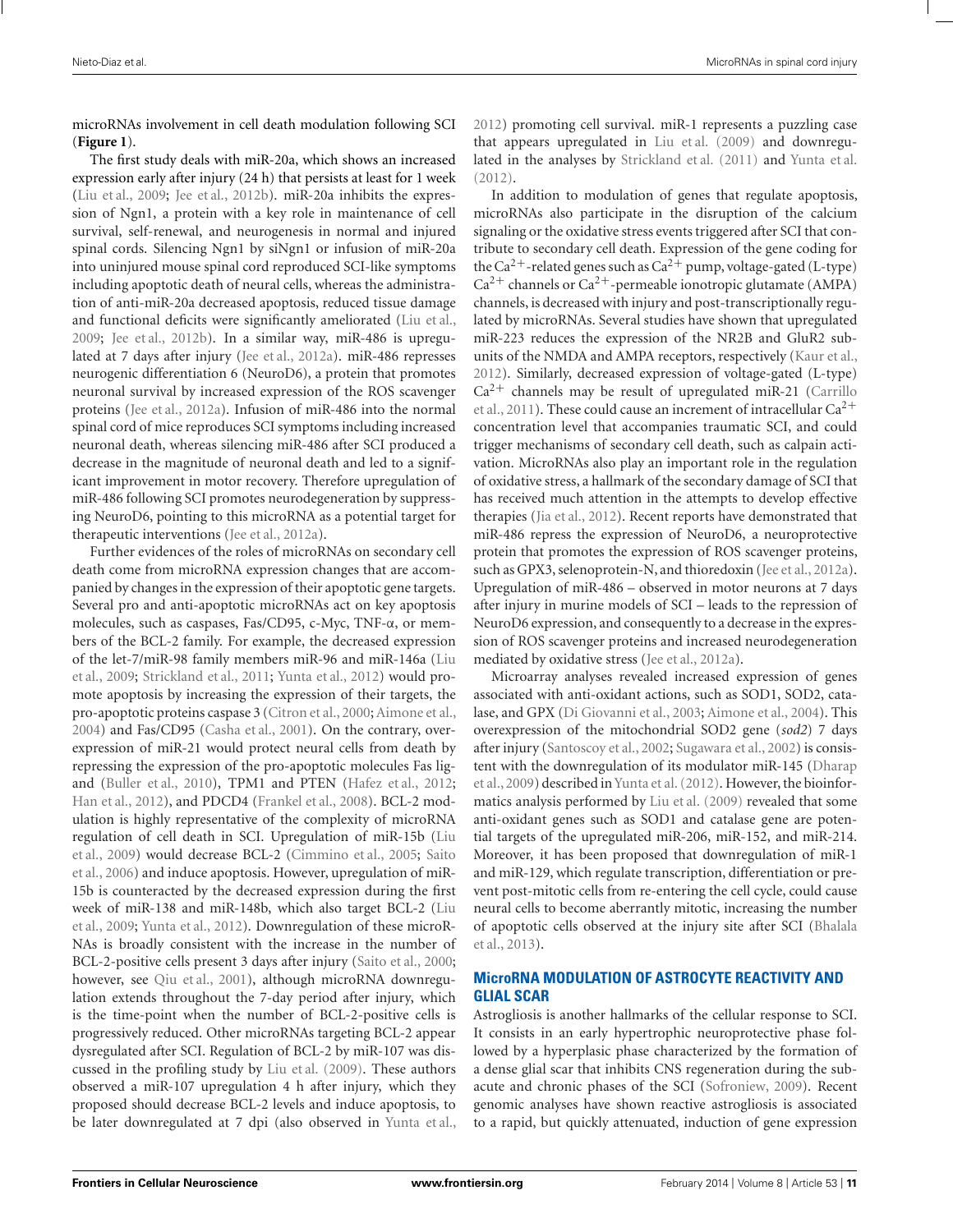microRNAs involvement in cell death modulation following SCI (**Figure 1**).

The first study deals with miR-20a, which shows an increased expression early after injury (24 h) that persists at least for 1 week (Liu et al., 2009; Jee et al., 2012b). miR-20a inhibits the expression of Ngn1, a protein with a key role in maintenance of cell survival, self-renewal, and neurogenesis in normal and injured spinal cords. Silencing Ngn1 by siNgn1 or infusion of miR-20a into uninjured mouse spinal cord reproduced SCI-like symptoms including apoptotic death of neural cells, whereas the administration of anti-miR-20a decreased apoptosis, reduced tissue damage and functional deficits were significantly ameliorated (Liu et al., 2009; Jee et al., 2012b). In a similar way, miR-486 is upregulated at 7 days after injury (Jee et al., 2012a). miR-486 represses neurogenic differentiation 6 (NeuroD6), a protein that promotes neuronal survival by increased expression of the ROS scavenger proteins (Jee et al., 2012a). Infusion of miR-486 into the normal spinal cord of mice reproduces SCI symptoms including increased neuronal death, whereas silencing miR-486 after SCI produced a decrease in the magnitude of neuronal death and led to a significant improvement in motor recovery. Therefore upregulation of miR-486 following SCI promotes neurodegeneration by suppressing NeuroD6, pointing to this microRNA as a potential target for therapeutic interventions (Jee et al., 2012a).

Further evidences of the roles of microRNAs on secondary cell death come from microRNA expression changes that are accompanied by changes in the expression of their apoptotic gene targets. Several pro and anti-apoptotic microRNAs act on key apoptosis molecules, such as caspases, Fas/CD95, c-Myc, TNF-α, or members of the BCL-2 family. For example, the decreased expression of the let-7/miR-98 family members miR-96 and miR-146a (Liu et al., 2009; Strickland et al., 2011; Yunta et al., 2012) would promote apoptosis by increasing the expression of their targets, the pro-apoptotic proteins caspase 3 (Citron et al., 2000; Aimone et al., 2004) and Fas/CD95 (Casha et al., 2001). On the contrary, overexpression of miR-21 would protect neural cells from death by repressing the expression of the pro-apoptotic molecules Fas ligand (Buller et al., 2010), TPM1 and PTEN (Hafez et al., 2012; Han et al., 2012), and PDCD4 (Frankel et al., 2008). BCL-2 modulation is highly representative of the complexity of microRNA regulation of cell death in SCI. Upregulation of miR-15b (Liu et al., 2009) would decrease BCL-2 (Cimmino et al., 2005; Saito et al., 2006) and induce apoptosis. However, upregulation of miR-15b is counteracted by the decreased expression during the first week of miR-138 and miR-148b, which also target BCL-2 (Liu et al., 2009; Yunta et al., 2012). Downregulation of these microRNAs is broadly consistent with the increase in the number of BCL-2-positive cells present 3 days after injury (Saito et al., 2000; however, see Qiu et al., 2001), although microRNA downregulation extends throughout the 7-day period after injury, which is the time-point when the number of BCL-2-positive cells is progressively reduced. Other microRNAs targeting BCL-2 appear dysregulated after SCI. Regulation of BCL-2 by miR-107 was discussed in the profiling study by Liu et al. (2009). These authors observed a miR-107 upregulation 4 h after injury, which they proposed should decrease BCL-2 levels and induce apoptosis, to be later downregulated at 7 dpi (also observed in Yunta et al., 2012) promoting cell survival. miR-1 represents a puzzling case that appears upregulated in Liu et al. (2009) and downregulated in the analyses by Strickland et al. (2011) and Yunta et al. (2012).

In addition to modulation of genes that regulate apoptosis, microRNAs also participate in the disruption of the calcium signaling or the oxidative stress events triggered after SCI that contribute to secondary cell death. Expression of the gene coding for the $Ca^{2+}$-related genes such as $Ca^{2+}$ pump, voltage-gated (L-type) $Ca^{2+}$ channels or $Ca^{2+}$-permeable ionotropic glutamate (AMPA) channels, is decreased with injury and post-transcriptionally regulated by microRNAs. Several studies have shown that upregulated miR-223 reduces the expression of the NR2B and GluR2 subunits of the NMDA and AMPA receptors, respectively (Kaur et al., 2012). Similarly, decreased expression of voltage-gated (L-type) $Ca^{2+}$ channels may be result of upregulated miR-21 (Carrillo et al., 2011). These could cause an increment of intracellular $Ca^{2+}$ concentration level that accompanies traumatic SCI, and could trigger mechanisms of secondary cell death, such as calpain activation. MicroRNAs also play an important role in the regulation of oxidative stress, a hallmark of the secondary damage of SCI that has received much attention in the attempts to develop effective therapies (Jia et al., 2012). Recent reports have demonstrated that miR-486 repress the expression of NeuroD6, a neuroprotective protein that promotes the expression of ROS scavenger proteins, such as GPX3, selenoprotein-N, and thioredoxin (Jee et al., 2012a). Upregulation of miR-486 – observed in motor neurons at 7 days after injury in murine models of SCI – leads to the repression of NeuroD6 expression, and consequently to a decrease in the expression of ROS scavenger proteins and increased neurodegeneration mediated by oxidative stress (Jee et al., 2012a).

Microarray analyses revealed increased expression of genes associated with anti-oxidant actions, such as SOD1, SOD2, catalase, and GPX (Di Giovanni et al., 2003; Aimone et al., 2004). This overexpression of the mitochondrial SOD2 gene (*sod2*) 7 days after injury (Santoscoy et al., 2002; Sugawara et al., 2002) is consistent with the downregulation of its modulator miR-145 (Dharap et al., 2009) described in Yunta et al. (2012). However, the bioinformatics analysis performed by Liu et al. (2009) revealed that some anti-oxidant genes such as SOD1 and catalase gene are potential targets of the upregulated miR-206, miR-152, and miR-214. Moreover, it has been proposed that downregulation of miR-1 and miR-129, which regulate transcription, differentiation or prevent post-mitotic cells from re-entering the cell cycle, could cause neural cells to become aberrantly mitotic, increasing the number of apoptotic cells observed at the injury site after SCI (Bhalala et al., 2013).

## MicroRNA MODULATION OF ASTROCYTE REACTIVITY AND GLIAL SCAR

Astrogliosis is another hallmarks of the cellular response to SCI. It consists in an early hypertrophic neuroprotective phase followed by a hyperplasic phase characterized by the formation of a dense glial scar that inhibits CNS regeneration during the subacute and chronic phases of the SCI (Sofroniew, 2009). Recent genomic analyses have shown reactive astrogliosis is associated to a rapid, but quickly attenuated, induction of gene expression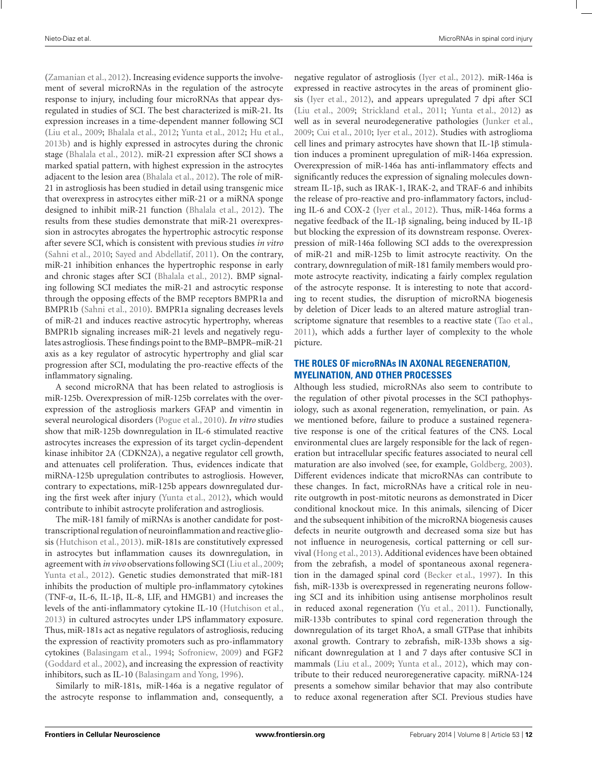(Zamanian et al., 2012). Increasing evidence supports the involvement of several microRNAs in the regulation of the astrocyte response to injury, including four microRNAs that appear dysregulated in studies of SCI. The best characterized is miR-21. Its expression increases in a time-dependent manner following SCI (Liu et al., 2009; Bhalala et al., 2012; Yunta et al., 2012; Hu et al., 2013b) and is highly expressed in astrocytes during the chronic stage (Bhalala et al., 2012). miR-21 expression after SCI shows a marked spatial pattern, with highest expression in the astrocytes adjacent to the lesion area (Bhalala et al., 2012). The role of miR-21 in astrogliosis has been studied in detail using transgenic mice that overexpress in astrocytes either miR-21 or a miRNA sponge designed to inhibit miR-21 function (Bhalala et al., 2012). The results from these studies demonstrate that miR-21 overexpression in astrocytes abrogates the hypertrophic astrocytic response after severe SCI, which is consistent with previous studies *in vitro* (Sahni et al., 2010; Sayed and Abdellatif, 2011). On the contrary, miR-21 inhibition enhances the hypertrophic response in early and chronic stages after SCI (Bhalala et al., 2012). BMP signaling following SCI mediates the miR-21 and astrocytic response through the opposing effects of the BMP receptors BMPR1a and BMPR1b (Sahni et al., 2010). BMPR1a signaling decreases levels of miR-21 and induces reactive astrocytic hypertrophy, whereas BMPR1b signaling increases miR-21 levels and negatively regulates astrogliosis. These findings point to the BMP–BMPR–miR-21 axis as a key regulator of astrocytic hypertrophy and glial scar progression after SCI, modulating the pro-reactive effects of the inflammatory signaling.

A second microRNA that has been related to astrogliosis is miR-125b. Overexpression of miR-125b correlates with the overexpression of the astrogliosis markers GFAP and vimentin in several neurological disorders (Pogue et al., 2010). *In vitro* studies show that miR-125b downregulation in IL-6 stimulated reactive astrocytes increases the expression of its target cyclin-dependent kinase inhibitor 2A (CDKN2A), a negative regulator cell growth, and attenuates cell proliferation. Thus, evidences indicate that miRNA-125b upregulation contributes to astrogliosis. However, contrary to expectations, miR-125b appears downregulated during the first week after injury (Yunta et al., 2012), which would contribute to inhibit astrocyte proliferation and astrogliosis.

The miR-181 family of miRNAs is another candidate for post-transcriptional regulation of neuroinflammation and reactive gliosis (Hutchison et al., 2013). miR-181s are constitutively expressed in astrocytes but inflammation causes its downregulation, in agreement with *in vivo* observations following SCI (Liu et al., 2009; Yunta et al., 2012). Genetic studies demonstrated that miR-181 inhibits the production of multiple pro-inflammatory cytokines (TNF-α, IL-6, IL-1β, IL-8, LIF, and HMGB1) and increases the levels of the anti-inflammatory cytokine IL-10 (Hutchison et al., 2013) in cultured astrocytes under LPS inflammatory exposure. Thus, miR-181s act as negative regulators of astrogliosis, reducing the expression of reactivity promoters such as pro-inflammatory cytokines (Balasingam et al., 1994; Sofroniew, 2009) and FGF2 (Goddard et al., 2002), and increasing the expression of reactivity inhibitors, such as IL-10 (Balasingam and Yong, 1996).

Similarly to miR-181s, miR-146a is a negative regulator of the astrocyte response to inflammation and, consequently, a negative regulator of astrogliosis (Iyer et al., 2012). miR-146a is expressed in reactive astrocytes in the areas of prominent gliosis (Iyer et al., 2012), and appears upregulated 7 dpi after SCI (Liu et al., 2009; Strickland et al., 2011; Yunta et al., 2012) as well as in several neurodegenerative pathologies (Junker et al., 2009; Cui et al., 2010; Iyer et al., 2012). Studies with astroglioma cell lines and primary astrocytes have shown that IL-1β stimulation induces a prominent upregulation of miR-146a expression. Overexpression of miR-146a has anti-inflammatory effects and significantly reduces the expression of signaling molecules downstream IL-1β, such as IRAK-1, IRAK-2, and TRAF-6 and inhibits the release of pro-reactive and pro-inflammatory factors, including IL-6 and COX-2 (Iyer et al., 2012). Thus, miR-146a forms a negative feedback of the IL-1β signaling, being induced by IL-1β but blocking the expression of its downstream response. Overexpression of miR-146a following SCI adds to the overexpression of miR-21 and miR-125b to limit astrocyte reactivity. On the contrary, downregulation of miR-181 family members would promote astrocyte reactivity, indicating a fairly complex regulation of the astrocyte response. It is interesting to note that according to recent studies, the disruption of microRNA biogenesis by deletion of Dicer leads to an altered mature astroglial transcriptome signature that resembles to a reactive state (Tao et al., 2011), which adds a further layer of complexity to the whole picture.

## THE ROLES OF microRNAs IN AXONAL REGENERATION, MYELINATION, AND OTHER PROCESSES

Although less studied, microRNAs also seem to contribute to the regulation of other pivotal processes in the SCI pathophysiology, such as axonal regeneration, remyelination, or pain. As we mentioned before, failure to produce a sustained regenerative response is one of the critical features of the CNS. Local environmental clues are largely responsible for the lack of regeneration but intracellular specific features associated to neural cell maturation are also involved (see, for example, Goldberg, 2003). Different evidences indicate that microRNAs can contribute to these changes. In fact, microRNAs have a critical role in neurite outgrowth in post-mitotic neurons as demonstrated in Dicer conditional knockout mice. In this animals, silencing of Dicer and the subsequent inhibition of the microRNA biogenesis causes defects in neurite outgrowth and decreased soma size but has not influence in neurogenesis, cortical patterning or cell survival (Hong et al., 2013). Additional evidences have been obtained from the zebrafish, a model of spontaneous axonal regeneration in the damaged spinal cord (Becker et al., 1997). In this fish, miR-133b is overexpressed in regenerating neurons following SCI and its inhibition using antisense morpholinos result in reduced axonal regeneration (Yu et al., 2011). Functionally, miR-133b contributes to spinal cord regeneration through the downregulation of its target RhoA, a small GTPase that inhibits axonal growth. Contrary to zebrafish, miR-133b shows a significant downregulation at 1 and 7 days after contusive SCI in mammals (Liu et al., 2009; Yunta et al., 2012), which may contribute to their reduced neuroregenerative capacity. miRNA-124 presents a somehow similar behavior that may also contribute to reduce axonal regeneration after SCI. Previous studies have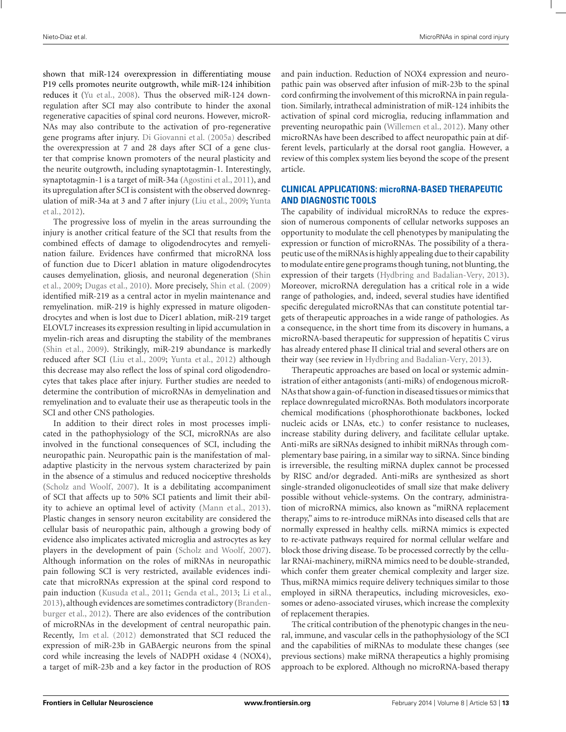shown that miR-124 overexpression in differentiating mouse P19 cells promotes neurite outgrowth, while miR-124 inhibition reduces it (Yu et al., 2008). Thus the observed miR-124 downregulation after SCI may also contribute to hinder the axonal regenerative capacities of spinal cord neurons. However, microRNAs may also contribute to the activation of pro-regenerative gene programs after injury. Di Giovanni et al. (2005a) described the overexpression at 7 and 28 days after SCI of a gene cluster that comprise known promoters of the neural plasticity and the neurite outgrowth, including synaptotagmin-1. Interestingly, synaptotagmin-1 is a target of miR-34a (Agostini et al., 2011), and its upregulation after SCI is consistent with the observed downregulation of miR-34a at 3 and 7 after injury (Liu et al., 2009; Yunta et al., 2012).

The progressive loss of myelin in the areas surrounding the injury is another critical feature of the SCI that results from the combined effects of damage to oligodendrocytes and remyelination failure. Evidences have confirmed that microRNA loss of function due to Dicer1 ablation in mature oligodendrocytes causes demyelination, gliosis, and neuronal degeneration (Shin et al., 2009; Dugas et al., 2010). More precisely, Shin et al. (2009) identified miR-219 as a central actor in myelin maintenance and remyelination. miR-219 is highly expressed in mature oligodendrocytes and when is lost due to Dicer1 ablation, miR-219 target ELOVL7 increases its expression resulting in lipid accumulation in myelin-rich areas and disrupting the stability of the membranes (Shin et al., 2009). Strikingly, miR-219 abundance is markedly reduced after SCI (Liu et al., 2009; Yunta et al., 2012) although this decrease may also reflect the loss of spinal cord oligodendrocytes that takes place after injury. Further studies are needed to determine the contribution of microRNAs in demyelination and remyelination and to evaluate their use as therapeutic tools in the SCI and other CNS pathologies.

In addition to their direct roles in most processes implicated in the pathophysiology of the SCI, microRNAs are also involved in the functional consequences of SCI, including the neuropathic pain. Neuropathic pain is the manifestation of maladaptive plasticity in the nervous system characterized by pain in the absence of a stimulus and reduced nociceptive thresholds (Scholz and Woolf, 2007). It is a debilitating accompaniment of SCI that affects up to 50% SCI patients and limit their ability to achieve an optimal level of activity (Mann et al., 2013). Plastic changes in sensory neuron excitability are considered the cellular basis of neuropathic pain, although a growing body of evidence also implicates activated microglia and astrocytes as key players in the development of pain (Scholz and Woolf, 2007). Although information on the roles of miRNAs in neuropathic pain following SCI is very restricted, available evidences indicate that microRNAs expression at the spinal cord respond to pain induction (Kusuda et al., 2011; Genda et al., 2013; Li et al., 2013), although evidences are sometimes contradictory (Brandenburger et al., 2012). There are also evidences of the contribution of microRNAs in the development of central neuropathic pain. Recently, Im et al. (2012) demonstrated that SCI reduced the expression of miR-23b in GABAergic neurons from the spinal cord while increasing the levels of NADPH oxidase 4 (NOX4), a target of miR-23b and a key factor in the production of ROS and pain induction. Reduction of NOX4 expression and neuropathic pain was observed after infusion of miR-23b to the spinal cord confirming the involvement of this microRNA in pain regulation. Similarly, intrathecal administration of miR-124 inhibits the activation of spinal cord microglia, reducing inflammation and preventing neuropathic pain (Willemen et al., 2012). Many other microRNAs have been described to affect neuropathic pain at different levels, particularly at the dorsal root ganglia. However, a review of this complex system lies beyond the scope of the present article.

## CLINICAL APPLICATIONS: microRNA-BASED THERAPEUTIC AND DIAGNOSTIC TOOLS

The capability of individual microRNAs to reduce the expression of numerous components of cellular networks supposes an opportunity to modulate the cell phenotypes by manipulating the expression or function of microRNAs. The possibility of a therapeutic use of the miRNAs is highly appealing due to their capability to modulate entire gene programs though tuning, not blunting, the expression of their targets (Hydbring and Badalian-Very, 2013). Moreover, microRNA deregulation has a critical role in a wide range of pathologies, and, indeed, several studies have identified specific deregulated microRNAs that can constitute potential targets of therapeutic approaches in a wide range of pathologies. As a consequence, in the short time from its discovery in humans, a microRNA-based therapeutic for suppression of hepatitis C virus has already entered phase II clinical trial and several others are on their way (see review in Hydbring and Badalian-Very, 2013).

Therapeutic approaches are based on local or systemic administration of either antagonists (anti-miRs) of endogenous microRNAs that show a gain-of-function in diseased tissues or mimics that replace downregulated microRNAs. Both modulators incorporate chemical modifications (phosphorothionate backbones, locked nucleic acids or LNAs, etc.) to confer resistance to nucleases, increase stability during delivery, and facilitate cellular uptake. Anti-miRs are siRNAs designed to inhibit miRNAs through complementary base pairing, in a similar way to siRNA. Since binding is irreversible, the resulting miRNA duplex cannot be processed by RISC and/or degraded. Anti-miRs are synthesized as short single-stranded oligonucleotides of small size that make delivery possible without vehicle-systems. On the contrary, administration of microRNA mimics, also known as "miRNA replacement therapy," aims to re-introduce miRNAs into diseased cells that are normally expressed in healthy cells. miRNA mimics is expected to re-activate pathways required for normal cellular welfare and block those driving disease. To be processed correctly by the cellular RNAi-machinery, miRNA mimics need to be double-stranded, which confer them greater chemical complexity and larger size. Thus, miRNA mimics require delivery techniques similar to those employed in siRNA therapeutics, including microvesicles, exosomes or adeno-associated viruses, which increase the complexity of replacement therapies.

The critical contribution of the phenotypic changes in the neural, immune, and vascular cells in the pathophysiology of the SCI and the capabilities of miRNAs to modulate these changes (see previous sections) make miRNA therapeutics a highly promising approach to be explored. Although no microRNA-based therapy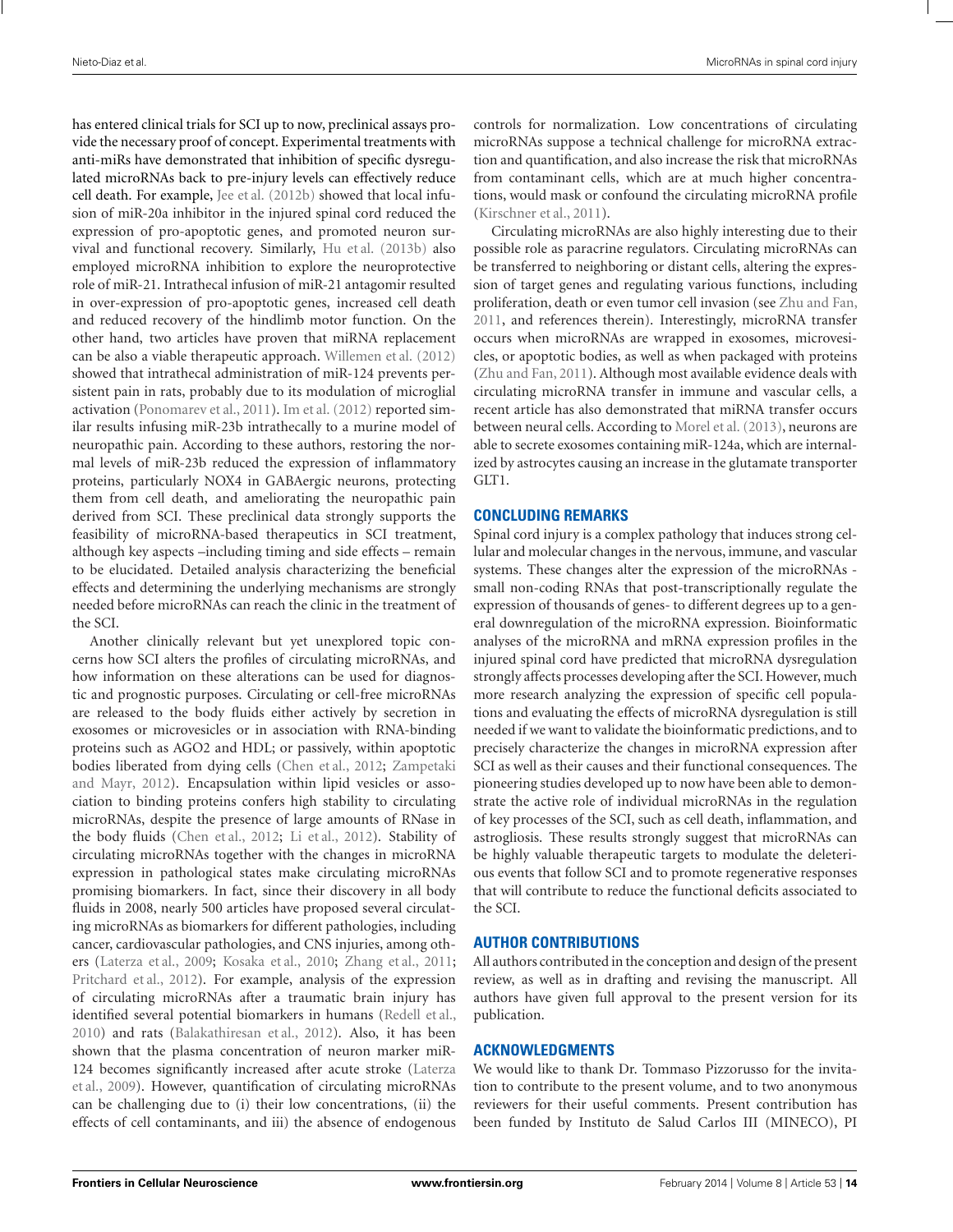has entered clinical trials for SCI up to now, preclinical assays provide the necessary proof of concept. Experimental treatments with anti-miRs have demonstrated that inhibition of specific dysregulated microRNAs back to pre-injury levels can effectively reduce cell death. For example, Jee et al. (2012b) showed that local infusion of miR-20a inhibitor in the injured spinal cord reduced the expression of pro-apoptotic genes, and promoted neuron survival and functional recovery. Similarly, Hu et al. (2013b) also employed microRNA inhibition to explore the neuroprotective role of miR-21. Intrathecal infusion of miR-21 antagomir resulted in over-expression of pro-apoptotic genes, increased cell death and reduced recovery of the hindlimb motor function. On the other hand, two articles have proven that miRNA replacement can be also a viable therapeutic approach. Willemen et al. (2012) showed that intrathecal administration of miR-124 prevents persistent pain in rats, probably due to its modulation of microglial activation (Ponomarev et al., 2011). Im et al. (2012) reported similar results infusing miR-23b intrathecally to a murine model of neuropathic pain. According to these authors, restoring the normal levels of miR-23b reduced the expression of inflammatory proteins, particularly NOX4 in GABAergic neurons, protecting them from cell death, and ameliorating the neuropathic pain derived from SCI. These preclinical data strongly supports the feasibility of microRNA-based therapeutics in SCI treatment, although key aspects –including timing and side effects – remain to be elucidated. Detailed analysis characterizing the beneficial effects and determining the underlying mechanisms are strongly needed before microRNAs can reach the clinic in the treatment of the SCI.

Another clinically relevant but yet unexplored topic concerns how SCI alters the profiles of circulating microRNAs, and how information on these alterations can be used for diagnostic and prognostic purposes. Circulating or cell-free microRNAs are released to the body fluids either actively by secretion in exosomes or microvesicles or in association with RNA-binding proteins such as AGO2 and HDL; or passively, within apoptotic bodies liberated from dying cells (Chen et al., 2012; Zampetaki and Mayr, 2012). Encapsulation within lipid vesicles or association to binding proteins confers high stability to circulating microRNAs, despite the presence of large amounts of RNase in the body fluids (Chen et al., 2012; Li et al., 2012). Stability of circulating microRNAs together with the changes in microRNA expression in pathological states make circulating microRNAs promising biomarkers. In fact, since their discovery in all body fluids in 2008, nearly 500 articles have proposed several circulating microRNAs as biomarkers for different pathologies, including cancer, cardiovascular pathologies, and CNS injuries, among others (Laterza et al., 2009; Kosaka et al., 2010; Zhang et al., 2011; Pritchard et al., 2012). For example, analysis of the expression of circulating microRNAs after a traumatic brain injury has identified several potential biomarkers in humans (Redell et al., 2010) and rats (Balakathiresan et al., 2012). Also, it has been shown that the plasma concentration of neuron marker miR-124 becomes significantly increased after acute stroke (Laterza et al., 2009). However, quantification of circulating microRNAs can be challenging due to (i) their low concentrations, (ii) the effects of cell contaminants, and iii) the absence of endogenous controls for normalization. Low concentrations of circulating microRNAs suppose a technical challenge for microRNA extraction and quantification, and also increase the risk that microRNAs from contaminant cells, which are at much higher concentrations, would mask or confound the circulating microRNA profile (Kirschner et al., 2011).

Circulating microRNAs are also highly interesting due to their possible role as paracrine regulators. Circulating microRNAs can be transferred to neighboring or distant cells, altering the expression of target genes and regulating various functions, including proliferation, death or even tumor cell invasion (see Zhu and Fan, 2011, and references therein). Interestingly, microRNA transfer occurs when microRNAs are wrapped in exosomes, microvesicles, or apoptotic bodies, as well as when packaged with proteins (Zhu and Fan, 2011). Although most available evidence deals with circulating microRNA transfer in immune and vascular cells, a recent article has also demonstrated that miRNA transfer occurs between neural cells. According to Morel et al. (2013), neurons are able to secrete exosomes containing miR-124a, which are internalized by astrocytes causing an increase in the glutamate transporter GLT1.

## CONCLUDING REMARKS

Spinal cord injury is a complex pathology that induces strong cellular and molecular changes in the nervous, immune, and vascular systems. These changes alter the expression of the microRNAs - small non-coding RNAs that post-transcriptionally regulate the expression of thousands of genes- to different degrees up to a general downregulation of the microRNA expression. Bioinformatic analyses of the microRNA and mRNA expression profiles in the injured spinal cord have predicted that microRNA dysregulation strongly affects processes developing after the SCI. However, much more research analyzing the expression of specific cell populations and evaluating the effects of microRNA dysregulation is still needed if we want to validate the bioinformatic predictions, and to precisely characterize the changes in microRNA expression after SCI as well as their causes and their functional consequences. The pioneering studies developed up to now have been able to demonstrate the active role of individual microRNAs in the regulation of key processes of the SCI, such as cell death, inflammation, and astrogliosis. These results strongly suggest that microRNAs can be highly valuable therapeutic targets to modulate the deleterious events that follow SCI and to promote regenerative responses that will contribute to reduce the functional deficits associated to the SCI.

## AUTHOR CONTRIBUTIONS

All authors contributed in the conception and design of the present review, as well as in drafting and revising the manuscript. All authors have given full approval to the present version for its publication.

## ACKNOWLEDGMENTS

We would like to thank Dr. Tommaso Pizzorusso for the invitation to contribute to the present volume, and to two anonymous reviewers for their useful comments. Present contribution has been funded by Instituto de Salud Carlos III (MINECO), PI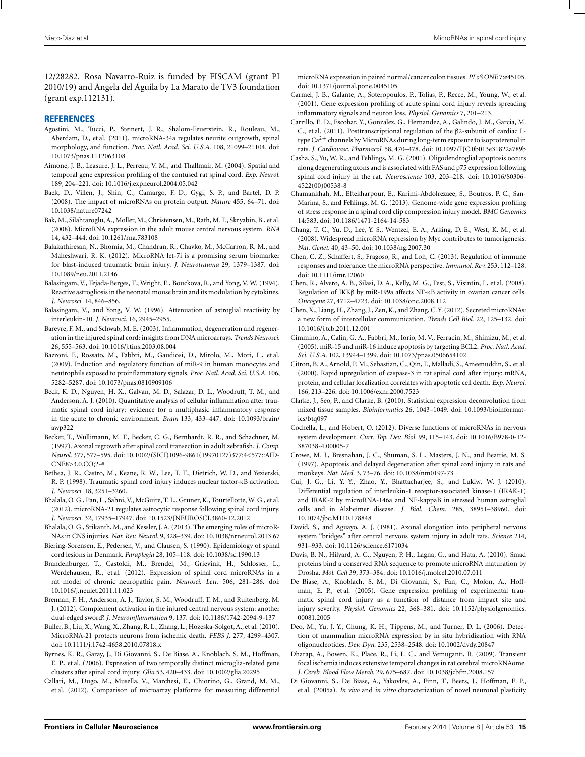12/28282. Rosa Navarro-Ruiz is funded by FISCAM (grant PI 2010/19) and Ángela del Águila by La Marato de TV3 foundation (grant exp.112131).

## REFERENCES

Agostini, M., Tucci, P., Steinert, J. R., Shalom-Feuerstein, R., Rouleau, M., Aberdam, D., et al. (2011). microRNA-34a regulates neurite outgrowth, spinal morphology, and function. *Proc. Natl. Acad. Sci. U.S.A.* 108, 21099–21104. doi: 10.1073/pnas.1112063108

Aimone, J. B., Leasure, J. L., Perreau, V. M., and Thallmair, M. (2004). Spatial and temporal gene expression profiling of the contused rat spinal cord. *Exp. Neurol.* 189, 204–221. doi: 10.1016/j.expneurol.2004.05.042

Baek, D., Villen, J., Shin, C., Camargo, F. D., Gygi, S. P., and Bartel, D. P. (2008). The impact of microRNAs on protein output. *Nature* 455, 64–71. doi: 10.1038/nature07242

Bak, M., Silahtaroglu, A., Moller, M., Christensen, M., Rath, M. F., Skryabin, B., et al. (2008). MicroRNA expression in the adult mouse central nervous system. *RNA* 14, 432–444. doi: 10.1261/rna.783108

Balakathiresan, N., Bhomia, M., Chandran, R., Chavko, M., McCarron, R. M., and Maheshwari, R. K. (2012). MicroRNA let-7i is a promising serum biomarker for blast-induced traumatic brain injury. *J. Neurotrauma* 29, 1379–1387. doi: 10.1089/neu.2011.2146

Balasingam, V., Tejada-Berges, T., Wright, E., Bouckova, R., and Yong, V. W. (1994). Reactive astrogliosis in the neonatal mouse brain and its modulation by cytokines. *J. Neurosci.* 14, 846–856.

Balasingam, V., and Yong, V. W. (1996). Attenuation of astroglial reactivity by interleukin-10. *J. Neurosci.* 16, 2945–2955.

Bareyre, F. M., and Schwab, M. E. (2003). Inflammation, degeneration and regeneration in the injured spinal cord: insights from DNA microarrays. *Trends Neurosci.* 26, 555–563. doi: 10.1016/j.tins.2003.08.004

Bazzoni, F., Rossato, M., Fabbri, M., Gaudiosi, D., Mirolo, M., Mori, L., et al. (2009). Induction and regulatory function of miR-9 in human monocytes and neutrophils exposed to proinflammatory signals. *Proc. Natl. Acad. Sci. U.S.A.* 106, 5282–5287. doi: 10.1073/pnas.0810909106

Beck, K. D., Nguyen, H. X., Galvan, M. D., Salazar, D. L., Woodruff, T. M., and Anderson, A. J. (2010). Quantitative analysis of cellular inflammation after traumatic spinal cord injury: evidence for a multiphasic inflammatory response in the acute to chronic environment. *Brain* 133, 433–447. doi: 10.1093/brain/awp322

Becker, T., Wullimann, M. F., Becker, C. G., Bernhardt, R. R., and Schachner, M. (1997). Axonal regrowth after spinal cord transection in adult zebrafish. *J. Comp. Neurol.* 377, 577–595. doi: 10.1002/(SICI)1096-9861(19970127)377:4<577::AID-CNE8>3.0.CO;2-#

Bethea, J. R., Castro, M., Keane, R. W., Lee, T. T., Dietrich, W. D., and Yezierski, R. P. (1998). Traumatic spinal cord injury induces nuclear factor-κB activation. *J. Neurosci.* 18, 3251–3260.

Bhalala, O. G., Pan, L., Sahni, V., McGuire, T. L., Gruner, K., Tourtellotte, W. G., et al. (2012). microRNA-21 regulates astrocytic response following spinal cord injury. *J. Neurosci.* 32, 17935–17947. doi: 10.1523/JNEUROSCI.3860-12.2012

Bhalala, O. G., Srikanth, M., and Kessler, J. A. (2013). The emerging roles of microRNAs in CNS injuries. *Nat. Rev. Neurol.* 9, 328–339. doi: 10.1038/nrneurol.2013.67

Biering-Sorensen, E., Pedersen, V., and Clausen, S. (1990). Epidemiology of spinal cord lesions in Denmark. *Paraplegia* 28, 105–118. doi: 10.1038/sc.1990.13

Brandenburger, T., Castoldi, M., Brendel, M., Grievink, H., Schlosser, L., Werdehausen, R., et al. (2012). Expression of spinal cord microRNAs in a rat model of chronic neuropathic pain. *Neurosci. Lett.* 506, 281–286. doi: 10.1016/j.neulet.2011.11.023

Brennan, F. H., Anderson, A. J., Taylor, S. M., Woodruff, T. M., and Ruitenberg, M. J. (2012). Complement activation in the injured central nervous system: another dual-edged sword? *J. Neuroinflammation* 9, 137. doi: 10.1186/1742-2094-9-137

Buller, B., Liu, X., Wang, X., Zhang, R. L., Zhang, L., Hozeska-Solgot, A., et al. (2010). MicroRNA-21 protects neurons from ischemic death. *FEBS J.* 277, 4299–4307. doi: 10.1111/j.1742-4658.2010.07818.x

Byrnes, K. R., Garay, J., Di Giovanni, S., De Biase, A., Knoblach, S. M., Hoffman, E. P., et al. (2006). Expression of two temporally distinct microglia-related gene clusters after spinal cord injury. *Glia* 53, 420–433. doi: 10.1002/glia.20295

Callari, M., Dugo, M., Musella, V., Marchesi, E., Chiorino, G., Grand, M. M., et al. (2012). Comparison of microarray platforms for measuring differential microRNA expression in paired normal/cancer colon tissues. *PLoS ONE* 7:e45105. doi: 10.1371/journal.pone.0045105

Carmel, J. B., Galante, A., Soteropoulos, P., Tolias, P., Recce, M., Young, W., et al. (2001). Gene expression profiling of acute spinal cord injury reveals spreading inflammatory signals and neuron loss. *Physiol. Genomics* 7, 201–213.

Carrillo, E. D., Escobar, Y., Gonzalez, G., Hernandez, A., Galindo, J. M., Garcia, M. C., et al. (2011). Posttranscriptional regulation of the β2-subunit of cardiac L-type $Ca^{2+}$ channels by MicroRNAs during long-term exposure to isoproterenol in rats. *J. Cardiovasc. Pharmacol.* 58, 470–478. doi: 10.1097/FJC.0b013e31822a789b

Casha, S., Yu, W. R., and Fehlings, M. G. (2001). Oligodendroglial apoptosis occurs along degenerating axons and is associated with FAS and p75 expression following spinal cord injury in the rat. *Neuroscience* 103, 203–218. doi: 10.1016/S0306-4522(00)00538-8

Chamankhah, M., Eftekharpour, E., Karimi-Abdolrezaee, S., Boutros, P. C., San-Marina, S., and Fehlings, M. G. (2013). Genome-wide gene expression profiling of stress response in a spinal cord clip compression injury model. *BMC Genomics* 14:583. doi: 10.1186/1471-2164-14-583

Chang, T. C., Yu, D., Lee, Y. S., Wentzel, E. A., Arking, D. E., West, K. M., et al. (2008). Widespread microRNA repression by Myc contributes to tumorigenesis. *Nat. Genet.* 40, 43–50. doi: 10.1038/ng.2007.30

Chen, C. Z., Schaffert, S., Fragoso, R., and Loh, C. (2013). Regulation of immune responses and tolerance: the microRNA perspective. *Immunol. Rev.* 253, 112–128. doi: 10.1111/imr.12060

Chen, R., Alvero, A. B., Silasi, D. A., Kelly, M. G., Fest, S., Visintin, I., et al. (2008). Regulation of IKKβ by miR-199a affects NF-κB activity in ovarian cancer cells. *Oncogene* 27, 4712–4723. doi: 10.1038/onc.2008.112

Chen, X., Liang, H., Zhang, J., Zen, K., and Zhang, C. Y. (2012). Secreted microRNAs: a new form of intercellular communication. *Trends Cell Biol.* 22, 125–132. doi: 10.1016/j.tcb.2011.12.001

Cimmino, A., Calin, G. A., Fabbri, M., Iorio, M. V., Ferracin, M., Shimizu, M., et al. (2005). miR-15 and miR-16 induce apoptosis by targeting BCL2. *Proc. Natl. Acad. Sci. U.S.A.* 102, 13944–13949. doi: 10.1073/pnas.0506654102

Citron, B. A., Arnold, P. M., Sebastian, C., Qin, F., Malladi, S., Ameenuddin, S., et al. (2000). Rapid upregulation of caspase-3 in rat spinal cord after injury: mRNA, protein, and cellular localization correlates with apoptotic cell death. *Exp. Neurol.* 166, 213–226. doi: 10.1006/exnr.2000.7523

Clarke, J., Seo, P., and Clarke, B. (2010). Statistical expression deconvolution from mixed tissue samples. *Bioinformatics* 26, 1043–1049. doi: 10.1093/bioinformatics/btq097

Cochella, L., and Hobert, O. (2012). Diverse functions of microRNAs in nervous system development. *Curr. Top. Dev. Biol.* 99, 115–143. doi: 10.1016/B978-0-12-387038-4.00005-7

Crowe, M. J., Bresnahan, J. C., Shuman, S. L., Masters, J. N., and Beattie, M. S. (1997). Apoptosis and delayed degeneration after spinal cord injury in rats and monkeys. *Nat. Med.* 3, 73–76. doi: 10.1038/nm0197-73

Cui, J. G., Li, Y. Y., Zhao, Y., Bhattacharjee, S., and Lukiw, W. J. (2010). Differential regulation of interleukin-1 receptor-associated kinase-1 (IRAK-1) and IRAK-2 by microRNA-146a and NF-kappaB in stressed human astroglial cells and in Alzheimer disease. *J. Biol. Chem.* 285, 38951–38960. doi: 10.1074/jbc.M110.178848

David, S., and Aguayo, A. J. (1981). Axonal elongation into peripheral nervous system "bridges" after central nervous system injury in adult rats. *Science* 214, 931–933. doi: 10.1126/science.6171034

Davis, B. N., Hilyard, A. C., Nguyen, P. H., Lagna, G., and Hata, A. (2010). Smad proteins bind a conserved RNA sequence to promote microRNA maturation by Drosha. *Mol. Cell* 39, 373–384. doi: 10.1016/j.molcel.2010.07.011

De Biase, A., Knoblach, S. M., Di Giovanni, S., Fan, C., Molon, A., Hoffman, E. P., et al. (2005). Gene expression profiling of experimental traumatic spinal cord injury as a function of distance from impact site and injury severity. *Physiol. Genomics* 22, 368–381. doi: 10.1152/physiolgenomics.00081.2005

Deo, M., Yu, J. Y., Chung, K. H., Tippens, M., and Turner, D. L. (2006). Detection of mammalian microRNA expression by in situ hybridization with RNA oligonucleotides. *Dev. Dyn.* 235, 2538–2548. doi: 10.1002/dvdy.20847

Dharap, A., Bowen, K., Place, R., Li, L. C., and Vemuganti, R. (2009). Transient focal ischemia induces extensive temporal changes in rat cerebral microRNAome. *J. Cereb. Blood Flow Metab.* 29, 675–687. doi: 10.1038/jcbfm.2008.157

Di Giovanni, S., De Biase, A., Yakovlev, A., Finn, T., Beers, J., Hoffman, E. P., et al. (2005a). *In vivo* and *in vitro* characterization of novel neuronal plasticity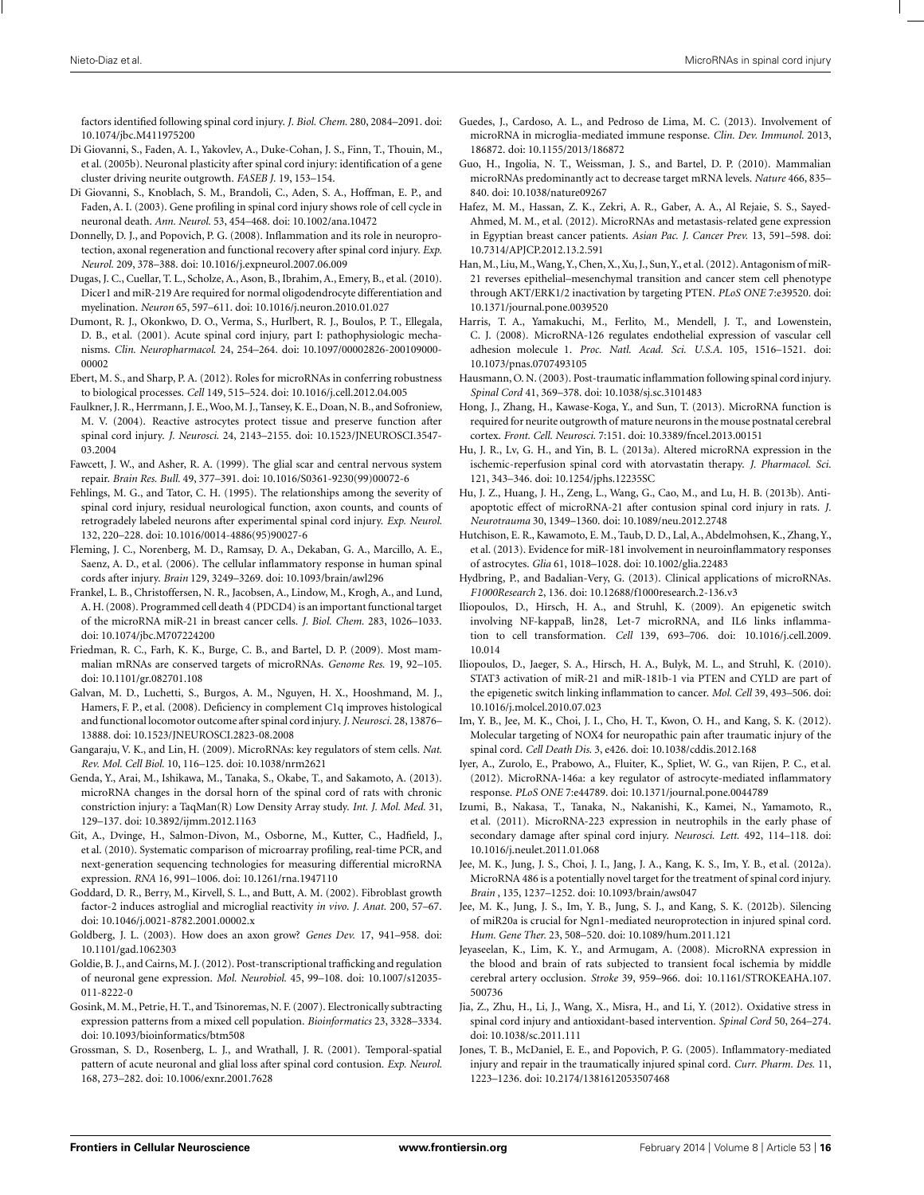factors identified following spinal cord injury. *J. Biol. Chem.* 280, 2084–2091. doi: 10.1074/jbc.M411975200

Di Giovanni, S., Faden, A. I., Yakovlev, A., Duke-Cohan, J. S., Finn, T., Thouin, M., et al. (2005b). Neuronal plasticity after spinal cord injury: identification of a gene cluster driving neurite outgrowth. *FASEB J.* 19, 153–154.

Di Giovanni, S., Knoblach, S. M., Brandoli, C., Aden, S. A., Hoffman, E. P., and Faden, A. I. (2003). Gene profiling in spinal cord injury shows role of cell cycle in neuronal death. *Ann. Neurol.* 53, 454–468. doi: 10.1002/ana.10472

Donnelly, D. J., and Popovich, P. G. (2008). Inflammation and its role in neuroprotection, axonal regeneration and functional recovery after spinal cord injury. *Exp. Neurol.* 209, 378–388. doi: 10.1016/j.expneurol.2007.06.009

Dugas, J. C., Cuellar, T. L., Scholze, A., Ason, B., Ibrahim, A., Emery, B., et al. (2010). Dicer1 and miR-219 Are required for normal oligodendrocyte differentiation and myelination. *Neuron* 65, 597–611. doi: 10.1016/j.neuron.2010.01.027

Dumont, R. J., Okonkwo, D. O., Verma, S., Hurlbert, R. J., Boulos, P. T., Ellegala, D. B., et al. (2001). Acute spinal cord injury, part I: pathophysiologic mechanisms. *Clin. Neuropharmacol.* 24, 254–264. doi: 10.1097/00002826-200109000-00002

Ebert, M. S., and Sharp, P. A. (2012). Roles for microRNAs in conferring robustness to biological processes. *Cell* 149, 515–524. doi: 10.1016/j.cell.2012.04.005

Faulkner, J. R., Herrmann, J. E., Woo, M. J., Tansey, K. E., Doan, N. B., and Sofroniew, M. V. (2004). Reactive astrocytes protect tissue and preserve function after spinal cord injury. *J. Neurosci.* 24, 2143–2155. doi: 10.1523/JNEUROSCI.3547-03.2004

Fawcett, J. W., and Asher, R. A. (1999). The glial scar and central nervous system repair. *Brain Res. Bull.* 49, 377–391. doi: 10.1016/S0361-9230(99)00072-6

Fehlings, M. G., and Tator, C. H. (1995). The relationships among the severity of spinal cord injury, residual neurological function, axon counts, and counts of retrogradely labeled neurons after experimental spinal cord injury. *Exp. Neurol.* 132, 220–228. doi: 10.1016/0014-4886(95)90027-6

Fleming, J. C., Norenberg, M. D., Ramsay, D. A., Dekaban, G. A., Marcillo, A. E., Saenz, A. D., et al. (2006). The cellular inflammatory response in human spinal cords after injury. *Brain* 129, 3249–3269. doi: 10.1093/brain/awl296

Frankel, L. B., Christoffersen, N. R., Jacobsen, A., Lindow, M., Krogh, A., and Lund, A. H. (2008). Programmed cell death 4 (PDCD4) is an important functional target of the microRNA miR-21 in breast cancer cells. *J. Biol. Chem.* 283, 1026–1033. doi: 10.1074/jbc.M707224200

Friedman, R. C., Farh, K. K., Burge, C. B., and Bartel, D. P. (2009). Most mammalian mRNAs are conserved targets of microRNAs. *Genome Res.* 19, 92–105. doi: 10.1101/gr.082701.108

Galvan, M. D., Luchetti, S., Burgos, A. M., Nguyen, H. X., Hooshmand, M. J., Hamers, F. P., et al. (2008). Deficiency in complement C1q improves histological and functional locomotor outcome after spinal cord injury. *J. Neurosci.* 28, 13876–13888. doi: 10.1523/JNEUROSCI.2823-08.2008

Gangaraju, V. K., and Lin, H. (2009). MicroRNAs: key regulators of stem cells. *Nat. Rev. Mol. Cell Biol.* 10, 116–125. doi: 10.1038/nrm2621

Genda, Y., Arai, M., Ishikawa, M., Tanaka, S., Okabe, T., and Sakamoto, A. (2013). microRNA changes in the dorsal horn of the spinal cord of rats with chronic constriction injury: a TaqMan(R) Low Density Array study. *Int. J. Mol. Med.* 31, 129–137. doi: 10.3892/ijmm.2012.1163

Git, A., Dvinge, H., Salmon-Divon, M., Osborne, M., Kutter, C., Hadfield, J., et al. (2010). Systematic comparison of microarray profiling, real-time PCR, and next-generation sequencing technologies for measuring differential microRNA expression. *RNA* 16, 991–1006. doi: 10.1261/rna.1947110

Goddard, D. R., Berry, M., Kirvell, S. L., and Butt, A. M. (2002). Fibroblast growth factor-2 induces astroglial and microglial reactivity *in vivo*. *J. Anat.* 200, 57–67. doi: 10.1046/j.0021-8782.2001.00002.x

Goldberg, J. L. (2003). How does an axon grow? *Genes Dev.* 17, 941–958. doi: 10.1101/gad.1062303

Goldie, B. J., and Cairns, M. J. (2012). Post-transcriptional trafficking and regulation of neuronal gene expression. *Mol. Neurobiol.* 45, 99–108. doi: 10.1007/s12035-011-8222-0

Gosink, M. M., Petrie, H. T., and Tsinoremas, N. F. (2007). Electronically subtracting expression patterns from a mixed cell population. *Bioinformatics* 23, 3328–3334. doi: 10.1093/bioinformatics/btm508

Grossman, S. D., Rosenberg, L. J., and Wrathall, J. R. (2001). Temporal-spatial pattern of acute neuronal and glial loss after spinal cord contusion. *Exp. Neurol.* 168, 273–282. doi: 10.1006/exnr.2001.7628

Guedes, J., Cardoso, A. L., and Pedroso de Lima, M. C. (2013). Involvement of microRNA in microglia-mediated immune response. *Clin. Dev. Immunol.* 2013, 186872. doi: 10.1155/2013/186872

Guo, H., Ingolia, N. T., Weissman, J. S., and Bartel, D. P. (2010). Mammalian microRNAs predominantly act to decrease target mRNA levels. *Nature* 466, 835–840. doi: 10.1038/nature09267

Hafez, M. M., Hassan, Z. K., Zekri, A. R., Gaber, A. A., Al Rejaie, S. S., Sayed-Ahmed, M. M., et al. (2012). MicroRNAs and metastasis-related gene expression in Egyptian breast cancer patients. *Asian Pac. J. Cancer Prev.* 13, 591–598. doi: 10.7314/APJCP.2012.13.2.591

Han, M., Liu, M., Wang, Y., Chen, X., Xu, J., Sun, Y., et al. (2012). Antagonism of miR-21 reverses epithelial–mesenchymal transition and cancer stem cell phenotype through AKT/ERK1/2 inactivation by targeting PTEN. *PLoS ONE* 7:e39520. doi: 10.1371/journal.pone.0039520

Harris, T. A., Yamakuchi, M., Ferlito, M., Mendell, J. T., and Lowenstein, C. J. (2008). MicroRNA-126 regulates endothelial expression of vascular cell adhesion molecule 1. *Proc. Natl. Acad. Sci. U.S.A.* 105, 1516–1521. doi: 10.1073/pnas.0707493105

Hausmann, O. N. (2003). Post-traumatic inflammation following spinal cord injury. *Spinal Cord* 41, 369–378. doi: 10.1038/sj.sc.3101483

Hong, J., Zhang, H., Kawase-Koga, Y., and Sun, T. (2013). MicroRNA function is required for neurite outgrowth of mature neurons in the mouse postnatal cerebral cortex. *Front. Cell. Neurosci.* 7:151. doi: 10.3389/fncel.2013.00151

Hu, J. R., Lv, G. H., and Yin, B. L. (2013a). Altered microRNA expression in the ischemic-reperfusion spinal cord with atorvastatin therapy. *J. Pharmacol. Sci.* 121, 343–346. doi: 10.1254/jphs.12235SC

Hu, J. Z., Huang, J. H., Zeng, L., Wang, G., Cao, M., and Lu, H. B. (2013b). Anti-apoptotic effect of microRNA-21 after contusion spinal cord injury in rats. *J. Neurotrauma* 30, 1349–1360. doi: 10.1089/neu.2012.2748

Hutchison, E. R., Kawamoto, E. M., Taub, D. D., Lal, A., Abdelmohsen, K., Zhang, Y., et al. (2013). Evidence for miR-181 involvement in neuroinflammatory responses of astrocytes. *Glia* 61, 1018–1028. doi: 10.1002/glia.22483

Hydbring, P., and Badalian-Very, G. (2013). Clinical applications of microRNAs. *F1000Research* 2, 136. doi: 10.12688/f1000research.2-136.v3

Iliopoulos, D., Hirsch, H. A., and Struhl, K. (2009). An epigenetic switch involving NF-kappaB, lin28, Let-7 microRNA, and IL6 links inflammation to cell transformation. *Cell* 139, 693–706. doi: 10.1016/j.cell.2009.10.014

Iliopoulos, D., Jaeger, S. A., Hirsch, H. A., Bulyk, M. L., and Struhl, K. (2010). STAT3 activation of miR-21 and miR-181b-1 via PTEN and CYLD are part of the epigenetic switch linking inflammation to cancer. *Mol. Cell* 39, 493–506. doi: 10.1016/j.molcel.2010.07.023

Im, Y. B., Jee, M. K., Choi, J. I., Cho, H. T., Kwon, O. H., and Kang, S. K. (2012). Molecular targeting of NOX4 for neuropathic pain after traumatic injury of the spinal cord. *Cell Death Dis.* 3, e426. doi: 10.1038/cddis.2012.168

Iyer, A., Zurolo, E., Prabowo, A., Fluiter, K., Spliet, W. G., van Rijen, P. C., et al. (2012). MicroRNA-146a: a key regulator of astrocyte-mediated inflammatory response. *PLoS ONE* 7:e44789. doi: 10.1371/journal.pone.0044789

Izumi, B., Nakasa, T., Tanaka, N., Nakanishi, K., Kamei, N., Yamamoto, R., et al. (2011). MicroRNA-223 expression in neutrophils in the early phase of secondary damage after spinal cord injury. *Neurosci. Lett.* 492, 114–118. doi: 10.1016/j.neulet.2011.01.068

Jee, M. K., Jung, J. S., Choi, J. I., Jang, J. A., Kang, K. S., Im, Y. B., et al. (2012a). MicroRNA 486 is a potentially novel target for the treatment of spinal cord injury. *Brain* , 135, 1237–1252. doi: 10.1093/brain/aws047

Jee, M. K., Jung, J. S., Im, Y. B., Jung, S. J., and Kang, S. K. (2012b). Silencing of miR20a is crucial for Ngn1-mediated neuroprotection in injured spinal cord. *Hum. Gene Ther.* 23, 508–520. doi: 10.1089/hum.2011.121

Jeyaseelan, K., Lim, K. Y., and Armugam, A. (2008). MicroRNA expression in the blood and brain of rats subjected to transient focal ischemia by middle cerebral artery occlusion. *Stroke* 39, 959–966. doi: 10.1161/STROKEAHA.107.500736

Jia, Z., Zhu, H., Li, J., Wang, X., Misra, H., and Li, Y. (2012). Oxidative stress in spinal cord injury and antioxidant-based intervention. *Spinal Cord* 50, 264–274. doi: 10.1038/sc.2011.111

Jones, T. B., McDaniel, E. E., and Popovich, P. G. (2005). Inflammatory-mediated injury and repair in the traumatically injured spinal cord. *Curr. Pharm. Des.* 11, 1223–1236. doi: 10.2174/1381612053507468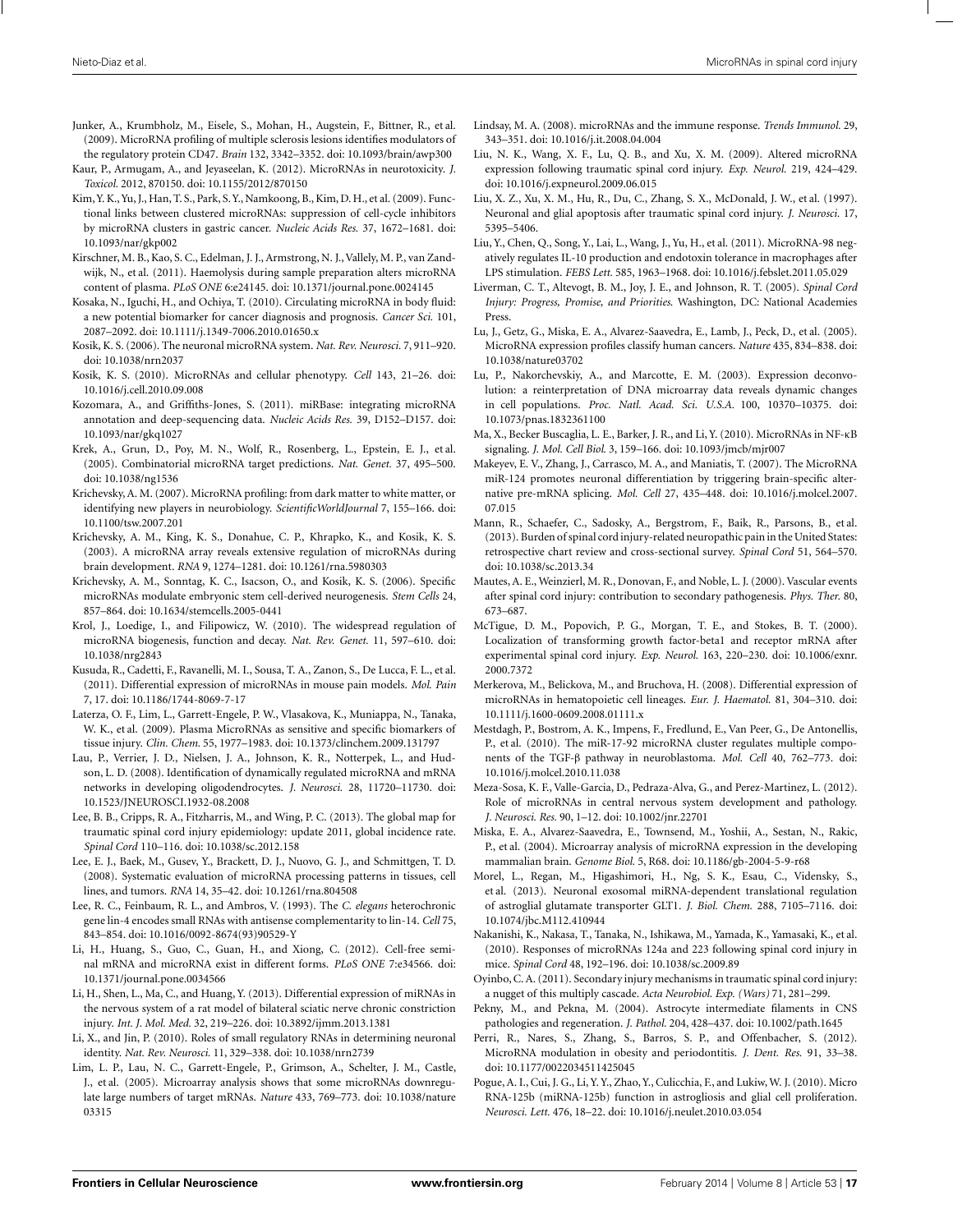Junker, A., Krumbholz, M., Eisele, S., Mohan, H., Augstein, F., Bittner, R., et al. (2009). MicroRNA profiling of multiple sclerosis lesions identifies modulators of the regulatory protein CD47. *Brain* 132, 3342–3352. doi: 10.1093/brain/awp300

Kaur, P., Armugam, A., and Jeyaseelan, K. (2012). MicroRNAs in neurotoxicity. *J. Toxicol.* 2012, 870150. doi: 10.1155/2012/870150

Kim, Y. K., Yu, J., Han, T. S., Park, S. Y., Namkoong, B., Kim, D. H., et al. (2009). Functional links between clustered microRNAs: suppression of cell-cycle inhibitors by microRNA clusters in gastric cancer. *Nucleic Acids Res.* 37, 1672–1681. doi: 10.1093/nar/gkp002

Kirschner, M. B., Kao, S. C., Edelman, J. J., Armstrong, N. J., Vallely, M. P., van Zandwijk, N., et al. (2011). Haemolysis during sample preparation alters microRNA content of plasma. *PLoS ONE* 6:e24145. doi: 10.1371/journal.pone.0024145

Kosaka, N., Iguchi, H., and Ochiya, T. (2010). Circulating microRNA in body fluid: a new potential biomarker for cancer diagnosis and prognosis. *Cancer Sci.* 101, 2087–2092. doi: 10.1111/j.1349-7006.2010.01650.x

Kosik, K. S. (2006). The neuronal microRNA system. *Nat. Rev. Neurosci.* 7, 911–920. doi: 10.1038/nrn2037

Kosik, K. S. (2010). MicroRNAs and cellular phenotypy. *Cell* 143, 21–26. doi: 10.1016/j.cell.2010.09.008

Kozomara, A., and Griffiths-Jones, S. (2011). miRBase: integrating microRNA annotation and deep-sequencing data. *Nucleic Acids Res.* 39, D152–D157. doi: 10.1093/nar/gkq1027

Krek, A., Grun, D., Poy, M. N., Wolf, R., Rosenberg, L., Epstein, E. J., et al. (2005). Combinatorial microRNA target predictions. *Nat. Genet.* 37, 495–500. doi: 10.1038/ng1536

Krichevsky, A. M. (2007). MicroRNA profiling: from dark matter to white matter, or identifying new players in neurobiology. *ScientificWorldJournal* 7, 155–166. doi: 10.1100/tsw.2007.201

Krichevsky, A. M., King, K. S., Donahue, C. P., Khrapko, K., and Kosik, K. S. (2003). A microRNA array reveals extensive regulation of microRNAs during brain development. *RNA* 9, 1274–1281. doi: 10.1261/rna.5980303

Krichevsky, A. M., Sonntag, K. C., Isacson, O., and Kosik, K. S. (2006). Specific microRNAs modulate embryonic stem cell-derived neurogenesis. *Stem Cells* 24, 857–864. doi: 10.1634/stemcells.2005-0441

Krol, J., Loedige, I., and Filipowicz, W. (2010). The widespread regulation of microRNA biogenesis, function and decay. *Nat. Rev. Genet.* 11, 597–610. doi: 10.1038/nrg2843

Kusuda, R., Cadetti, F., Ravanelli, M. I., Sousa, T. A., Zanon, S., De Lucca, F. L., et al. (2011). Differential expression of microRNAs in mouse pain models. *Mol. Pain* 7, 17. doi: 10.1186/1744-8069-7-17

Laterza, O. F., Lim, L., Garrett-Engele, P. W., Vlasakova, K., Muniappa, N., Tanaka, W. K., et al. (2009). Plasma MicroRNAs as sensitive and specific biomarkers of tissue injury. *Clin. Chem.* 55, 1977–1983. doi: 10.1373/clinchem.2009.131797

Lau, P., Verrier, J. D., Nielsen, J. A., Johnson, K. R., Notterpek, L., and Hudson, L. D. (2008). Identification of dynamically regulated microRNA and mRNA networks in developing oligodendrocytes. *J. Neurosci.* 28, 11720–11730. doi: 10.1523/JNEUROSCI.1932-08.2008

Lee, B. B., Cripps, R. A., Fitzharris, M., and Wing, P. C. (2013). The global map for traumatic spinal cord injury epidemiology: update 2011, global incidence rate. *Spinal Cord* 110–116. doi: 10.1038/sc.2012.158

Lee, E. J., Baek, M., Gusev, Y., Brackett, D. J., Nuovo, G. J., and Schmittgen, T. D. (2008). Systematic evaluation of microRNA processing patterns in tissues, cell lines, and tumors. *RNA* 14, 35–42. doi: 10.1261/rna.804508

Lee, R. C., Feinbaum, R. L., and Ambros, V. (1993). The *C. elegans* heterochronic gene lin-4 encodes small RNAs with antisense complementarity to lin-14. *Cell* 75, 843–854. doi: 10.1016/0092-8674(93)90529-Y

Li, H., Huang, S., Guo, C., Guan, H., and Xiong, C. (2012). Cell-free seminal mRNA and microRNA exist in different forms. *PLoS ONE* 7:e34566. doi: 10.1371/journal.pone.0034566

Li, H., Shen, L., Ma, C., and Huang, Y. (2013). Differential expression of miRNAs in the nervous system of a rat model of bilateral sciatic nerve chronic constriction injury. *Int. J. Mol. Med.* 32, 219–226. doi: 10.3892/ijmm.2013.1381

Li, X., and Jin, P. (2010). Roles of small regulatory RNAs in determining neuronal identity. *Nat. Rev. Neurosci.* 11, 329–338. doi: 10.1038/nrn2739

Lim, L. P., Lau, N. C., Garrett-Engele, P., Grimson, A., Schelter, J. M., Castle, J., et al. (2005). Microarray analysis shows that some microRNAs downregulate large numbers of target mRNAs. *Nature* 433, 769–773. doi: 10.1038/nature03315

Lindsay, M. A. (2008). microRNAs and the immune response. *Trends Immunol.* 29, 343–351. doi: 10.1016/j.it.2008.04.004

Liu, N. K., Wang, X. F., Lu, Q. B., and Xu, X. M. (2009). Altered microRNA expression following traumatic spinal cord injury. *Exp. Neurol.* 219, 424–429. doi: 10.1016/j.expneurol.2009.06.015

Liu, X. Z., Xu, X. M., Hu, R., Du, C., Zhang, S. X., McDonald, J. W., et al. (1997). Neuronal and glial apoptosis after traumatic spinal cord injury. *J. Neurosci.* 17, 5395–5406.

Liu, Y., Chen, Q., Song, Y., Lai, L., Wang, J., Yu, H., et al. (2011). MicroRNA-98 negatively regulates IL-10 production and endotoxin tolerance in macrophages after LPS stimulation. *FEBS Lett.* 585, 1963–1968. doi: 10.1016/j.febslet.2011.05.029

Liverman, C. T., Altevogt, B. M., Joy, J. E., and Johnson, R. T. (2005). *Spinal Cord Injury: Progress, Promise, and Priorities.* Washington, DC: National Academies Press.

Lu, J., Getz, G., Miska, E. A., Alvarez-Saavedra, E., Lamb, J., Peck, D., et al. (2005). MicroRNA expression profiles classify human cancers. *Nature* 435, 834–838. doi: 10.1038/nature03702

Lu, P., Nakorchevskiy, A., and Marcotte, E. M. (2003). Expression deconvolution: a reinterpretation of DNA microarray data reveals dynamic changes in cell populations. *Proc. Natl. Acad. Sci. U.S.A.* 100, 10370–10375. doi: 10.1073/pnas.1832361100

Ma, X., Becker Buscaglia, L. E., Barker, J. R., and Li, Y. (2010). MicroRNAs in NF-κB signaling. *J. Mol. Cell Biol.* 3, 159–166. doi: 10.1093/jmcb/mjr007

Makeyev, E. V., Zhang, J., Carrasco, M. A., and Maniatis, T. (2007). The MicroRNA miR-124 promotes neuronal differentiation by triggering brain-specific alternative pre-mRNA splicing. *Mol. Cell* 27, 435–448. doi: 10.1016/j.molcel.2007.07.015

Mann, R., Schaefer, C., Sadosky, A., Bergstrom, F., Baik, R., Parsons, B., et al. (2013). Burden of spinal cord injury-related neuropathic pain in the United States: retrospective chart review and cross-sectional survey. *Spinal Cord* 51, 564–570. doi: 10.1038/sc.2013.34

Mautes, A. E., Weinzierl, M. R., Donovan, F., and Noble, L. J. (2000). Vascular events after spinal cord injury: contribution to secondary pathogenesis. *Phys. Ther.* 80, 673–687.

McTigue, D. M., Popovich, P. G., Morgan, T. E., and Stokes, B. T. (2000). Localization of transforming growth factor-beta1 and receptor mRNA after experimental spinal cord injury. *Exp. Neurol.* 163, 220–230. doi: 10.1006/exnr.2000.7372

Merkerova, M., Belickova, M., and Bruchova, H. (2008). Differential expression of microRNAs in hematopoietic cell lineages. *Eur. J. Haematol.* 81, 304–310. doi: 10.1111/j.1600-0609.2008.01111.x

Mestdagh, P., Bostrom, A. K., Impens, F., Fredlund, E., Van Peer, G., De Antonellis, P., et al. (2010). The miR-17-92 microRNA cluster regulates multiple components of the TGF-β pathway in neuroblastoma. *Mol. Cell* 40, 762–773. doi: 10.1016/j.molcel.2010.11.038

Meza-Sosa, K. F., Valle-Garcia, D., Pedraza-Alva, G., and Perez-Martinez, L. (2012). Role of microRNAs in central nervous system development and pathology. *J. Neurosci. Res.* 90, 1–12. doi: 10.1002/jnr.22701

Miska, E. A., Alvarez-Saavedra, E., Townsend, M., Yoshii, A., Sestan, N., Rakic, P., et al. (2004). Microarray analysis of microRNA expression in the developing mammalian brain. *Genome Biol.* 5, R68. doi: 10.1186/gb-2004-5-9-r68

Morel, L., Regan, M., Higashimori, H., Ng, S. K., Esau, C., Vidensky, S., et al. (2013). Neuronal exosomal miRNA-dependent translational regulation of astroglial glutamate transporter GLT1. *J. Biol. Chem.* 288, 7105–7116. doi: 10.1074/jbc.M112.410944

Nakanishi, K., Nakasa, T., Tanaka, N., Ishikawa, M., Yamada, K., Yamasaki, K., et al. (2010). Responses of microRNAs 124a and 223 following spinal cord injury in mice. *Spinal Cord* 48, 192–196. doi: 10.1038/sc.2009.89

Oyinbo, C. A. (2011). Secondary injury mechanisms in traumatic spinal cord injury: a nugget of this multiply cascade. *Acta Neurobiol. Exp. (Wars)* 71, 281–299.

Pekny, M., and Pekna, M. (2004). Astrocyte intermediate filaments in CNS pathologies and regeneration. *J. Pathol.* 204, 428–437. doi: 10.1002/path.1645

Perri, R., Nares, S., Zhang, S., Barros, S. P., and Offenbacher, S. (2012). MicroRNA modulation in obesity and periodontitis. *J. Dent. Res.* 91, 33–38. doi: 10.1177/0022034511425045

Pogue, A. I., Cui, J. G., Li, Y. Y., Zhao, Y., Culicchia, F., and Lukiw, W. J. (2010). Micro RNA-125b (miRNA-125b) function in astrogliosis and glial cell proliferation. *Neurosci. Lett.* 476, 18–22. doi: 10.1016/j.neulet.2010.03.054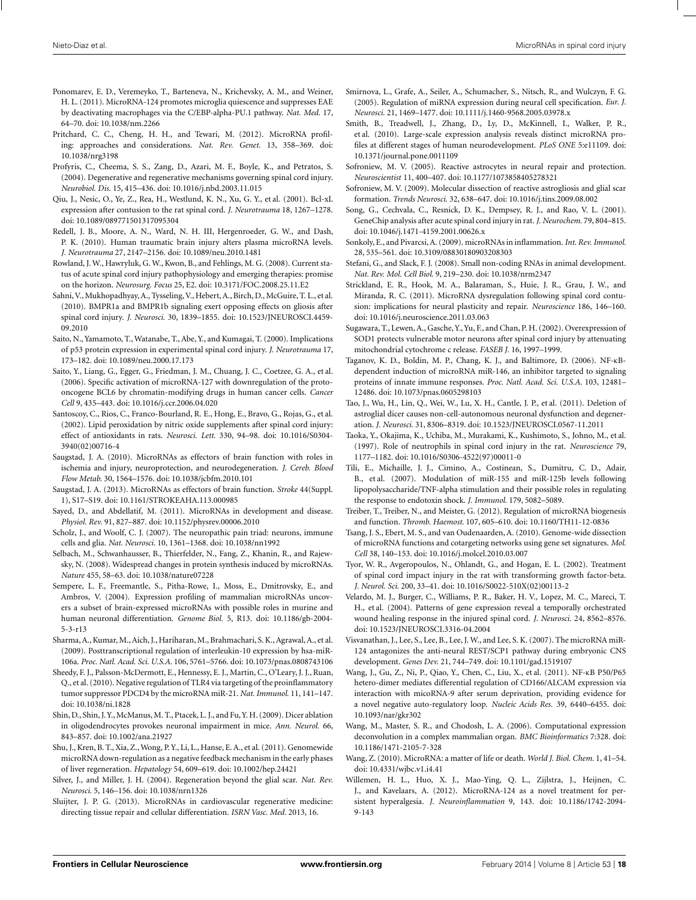Ponomarev, E. D., Veremeyko, T., Barteneva, N., Krichevsky, A. M., and Weiner, H. L. (2011). MicroRNA-124 promotes microglia quiescence and suppresses EAE by deactivating macrophages via the C/EBP-alpha-PU.1 pathway. *Nat. Med.* 17, 64–70. doi: 10.1038/nm.2266

Pritchard, C. C., Cheng, H. H., and Tewari, M. (2012). MicroRNA profiling: approaches and considerations. *Nat. Rev. Genet.* 13, 358–369. doi: 10.1038/nrg3198

Profyris, C., Cheema, S. S., Zang, D., Azari, M. F., Boyle, K., and Petratos, S. (2004). Degenerative and regenerative mechanisms governing spinal cord injury. *Neurobiol. Dis.* 15, 415–436. doi: 10.1016/j.nbd.2003.11.015

Qiu, J., Nesic, O., Ye, Z., Rea, H., Westlund, K. N., Xu, G. Y., et al. (2001). Bcl-xL expression after contusion to the rat spinal cord. *J. Neurotrauma* 18, 1267–1278. doi: 10.1089/089771501317095304

Redell, J. B., Moore, A. N., Ward, N. H. III, Hergenroeder, G. W., and Dash, P. K. (2010). Human traumatic brain injury alters plasma microRNA levels. *J. Neurotrauma* 27, 2147–2156. doi: 10.1089/neu.2010.1481

Rowland, J. W., Hawryluk, G. W., Kwon, B., and Fehlings, M. G. (2008). Current status of acute spinal cord injury pathophysiology and emerging therapies: promise on the horizon. *Neurosurg. Focus* 25, E2. doi: 10.3171/FOC.2008.25.11.E2

Sahni, V., Mukhopadhyay, A., Tysseling, V., Hebert, A., Birch, D., McGuire, T. L., et al. (2010). BMPR1a and BMPR1b signaling exert opposing effects on gliosis after spinal cord injury. *J. Neurosci.* 30, 1839–1855. doi: 10.1523/JNEUROSCI.4459-09.2010

Saito, N., Yamamoto, T., Watanabe, T., Abe, Y., and Kumagai, T. (2000). Implications of p53 protein expression in experimental spinal cord injury. *J. Neurotrauma* 17, 173–182. doi: 10.1089/neu.2000.17.173

Saito, Y., Liang, G., Egger, G., Friedman, J. M., Chuang, J. C., Coetzee, G. A., et al. (2006). Specific activation of microRNA-127 with downregulation of the proto-oncogene BCL6 by chromatin-modifying drugs in human cancer cells. *Cancer Cell* 9, 435–443. doi: 10.1016/j.ccr.2006.04.020

Santoscoy, C., Rios, C., Franco-Bourland, R. E., Hong, E., Bravo, G., Rojas, G., et al. (2002). Lipid peroxidation by nitric oxide supplements after spinal cord injury: effect of antioxidants in rats. *Neurosci. Lett.* 330, 94–98. doi: 10.1016/S0304-3940(02)00716-4

Saugstad, J. A. (2010). MicroRNAs as effectors of brain function with roles in ischemia and injury, neuroprotection, and neurodegeneration. *J. Cereb. Blood Flow Metab.* 30, 1564–1576. doi: 10.1038/jcbfm.2010.101

Saugstad, J. A. (2013). MicroRNAs as effectors of brain function. *Stroke* 44(Suppl. 1), S17–S19. doi: 10.1161/STROKEAHA.113.000985

Sayed, D., and Abdellatif, M. (2011). MicroRNAs in development and disease. *Physiol. Rev.* 91, 827–887. doi: 10.1152/physrev.00006.2010

Scholz, J., and Woolf, C. J. (2007). The neuropathic pain triad: neurons, immune cells and glia. *Nat. Neurosci.* 10, 1361–1368. doi: 10.1038/nn1992

Selbach, M., Schwanhausser, B., Thierfelder, N., Fang, Z., Khanin, R., and Rajewsky, N. (2008). Widespread changes in protein synthesis induced by microRNAs. *Nature* 455, 58–63. doi: 10.1038/nature07228

Sempere, L. F., Freemantle, S., Pitha-Rowe, I., Moss, E., Dmitrovsky, E., and Ambros, V. (2004). Expression profiling of mammalian microRNAs uncovers a subset of brain-expressed microRNAs with possible roles in murine and human neuronal differentiation. *Genome Biol.* 5, R13. doi: 10.1186/gb-2004-5-3-r13

Sharma, A., Kumar, M., Aich, J., Hariharan, M., Brahmachari, S. K., Agrawal, A., et al. (2009). Posttranscriptional regulation of interleukin-10 expression by hsa-miR-106a. *Proc. Natl. Acad. Sci. U.S.A.* 106, 5761–5766. doi: 10.1073/pnas.0808743106

Sheedy, F. J., Palsson-McDermott, E., Hennessy, E. J., Martin, C., O'Leary, J. J., Ruan, Q., et al. (2010). Negative regulation of TLR4 via targeting of the proinflammatory tumor suppressor PDCD4 by the microRNA miR-21. *Nat. Immunol.* 11, 141–147. doi: 10.1038/ni.1828

Shin, D., Shin, J. Y., McManus, M. T., Ptacek, L. J., and Fu, Y. H. (2009). Dicer ablation in oligodendrocytes provokes neuronal impairment in mice. *Ann. Neurol.* 66, 843–857. doi: 10.1002/ana.21927

Shu, J., Kren, B. T., Xia, Z., Wong, P. Y., Li, L., Hanse, E. A., et al. (2011). Genomewide microRNA down-regulation as a negative feedback mechanism in the early phases of liver regeneration. *Hepatology* 54, 609–619. doi: 10.1002/hep.24421

Silver, J., and Miller, J. H. (2004). Regeneration beyond the glial scar. *Nat. Rev. Neurosci.* 5, 146–156. doi: 10.1038/nrn1326

Sluijter, J. P. G. (2013). MicroRNAs in cardiovascular regenerative medicine: directing tissue repair and cellular differentiation. *ISRN Vasc. Med.* 2013, 16.

Smirnova, L., Grafe, A., Seiler, A., Schumacher, S., Nitsch, R., and Wulczyn, F. G. (2005). Regulation of miRNA expression during neural cell specification. *Eur. J. Neurosci.* 21, 1469–1477. doi: 10.1111/j.1460-9568.2005.03978.x

Smith, B., Treadwell, J., Zhang, D., Ly, D., McKinnell, I., Walker, P. R., et al. (2010). Large-scale expression analysis reveals distinct microRNA profiles at different stages of human neurodevelopment. *PLoS ONE* 5:e11109. doi: 10.1371/journal.pone.0011109

Sofroniew, M. V. (2005). Reactive astrocytes in neural repair and protection. *Neuroscientist* 11, 400–407. doi: 10.1177/1073858405278321

Sofroniew, M. V. (2009). Molecular dissection of reactive astrogliosis and glial scar formation. *Trends Neurosci.* 32, 638–647. doi: 10.1016/j.tins.2009.08.002

Song, G., Cechvala, C., Resnick, D. K., Dempsey, R. J., and Rao, V. L. (2001). GeneChip analysis after acute spinal cord injury in rat. *J. Neurochem.* 79, 804–815. doi: 10.1046/j.1471-4159.2001.00626.x

Sonkoly, E., and Pivarcsi, A. (2009). microRNAs in inflammation. *Int. Rev. Immunol.* 28, 535–561. doi: 10.3109/08830180903208303

Stefani, G., and Slack, F. J. (2008). Small non-coding RNAs in animal development. *Nat. Rev. Mol. Cell Biol.* 9, 219–230. doi: 10.1038/nrm2347

Strickland, E. R., Hook, M. A., Balaraman, S., Huie, J. R., Grau, J. W., and Miranda, R. C. (2011). MicroRNA dysregulation following spinal cord contusion: implications for neural plasticity and repair. *Neuroscience* 186, 146–160. doi: 10.1016/j.neuroscience.2011.03.063

Sugawara, T., Lewen, A., Gasche, Y., Yu, F., and Chan, P. H. (2002). Overexpression of SOD1 protects vulnerable motor neurons after spinal cord injury by attenuating mitochondrial cytochrome c release. *FASEB J.* 16, 1997–1999.

Taganov, K. D., Boldin, M. P., Chang, K. J., and Baltimore, D. (2006). NF-κB-dependent induction of microRNA miR-146, an inhibitor targeted to signaling proteins of innate immune responses. *Proc. Natl. Acad. Sci. U.S.A.* 103, 12481–12486. doi: 10.1073/pnas.0605298103

Tao, J., Wu, H., Lin, Q., Wei, W., Lu, X. H., Cantle, J. P., et al. (2011). Deletion of astroglial dicer causes non-cell-autonomous neuronal dysfunction and degeneration. *J. Neurosci.* 31, 8306–8319. doi: 10.1523/JNEUROSCI.0567-11.2011

Taoka, Y., Okajima, K., Uchiba, M., Murakami, K., Kushimoto, S., Johno, M., et al. (1997). Role of neutrophils in spinal cord injury in the rat. *Neuroscience* 79, 1177–1182. doi: 10.1016/S0306-4522(97)00011-0

Tili, E., Michaille, J. J., Cimino, A., Costinean, S., Dumitru, C. D., Adair, B., et al. (2007). Modulation of miR-155 and miR-125b levels following lipopolysaccharide/TNF-alpha stimulation and their possible roles in regulating the response to endotoxin shock. *J. Immunol.* 179, 5082–5089.

Treiber, T., Treiber, N., and Meister, G. (2012). Regulation of microRNA biogenesis and function. *Thromb. Haemost.* 107, 605–610. doi: 10.1160/TH11-12-0836

Tsang, J. S., Ebert, M. S., and van Oudenaarden, A. (2010). Genome-wide dissection of microRNA functions and cotargeting networks using gene set signatures. *Mol. Cell* 38, 140–153. doi: 10.1016/j.molcel.2010.03.007

Tyor, W. R., Avgeropoulos, N., Ohlandt, G., and Hogan, E. L. (2002). Treatment of spinal cord impact injury in the rat with transforming growth factor-beta. *J. Neurol. Sci.* 200, 33–41. doi: 10.1016/S0022-510X(02)00113-2

Velardo, M. J., Burger, C., Williams, P. R., Baker, H. V., Lopez, M. C., Mareci, T. H., et al. (2004). Patterns of gene expression reveal a temporally orchestrated wound healing response in the injured spinal cord. *J. Neurosci.* 24, 8562–8576. doi: 10.1523/JNEUROSCI.3316-04.2004

Visvanathan, J., Lee, S., Lee, B., Lee, J. W., and Lee, S. K. (2007). The microRNA miR-124 antagonizes the anti-neural REST/SCP1 pathway during embryonic CNS development. *Genes Dev.* 21, 744–749. doi: 10.1101/gad.1519107

Wang, J., Gu, Z., Ni, P., Qiao, Y., Chen, C., Liu, X., et al. (2011). NF-κB P50/P65 hetero-dimer mediates differential regulation of CD166/ALCAM expression via interaction with micoRNA-9 after serum deprivation, providing evidence for a novel negative auto-regulatory loop. *Nucleic Acids Res.* 39, 6440–6455. doi: 10.1093/nar/gkr302

Wang, M., Master, S. R., and Chodosh, L. A. (2006). Computational expression deconvolution in a complex mammalian organ. *BMC Bioinformatics* 7:328. doi: 10.1186/1471-2105-7-328

Wang, Z. (2010). MicroRNA: a matter of life or death. *World J. Biol. Chem.* 1, 41–54. doi: 10.4331/wjbc.v1.i4.41

Willemen, H. L., Huo, X. J., Mao-Ying, Q. L., Zijlstra, J., Heijnen, C. J., and Kavelaars, A. (2012). MicroRNA-124 as a novel treatment for persistent hyperalgesia. *J. Neuroinflammation* 9, 143. doi: 10.1186/1742-2094-9-143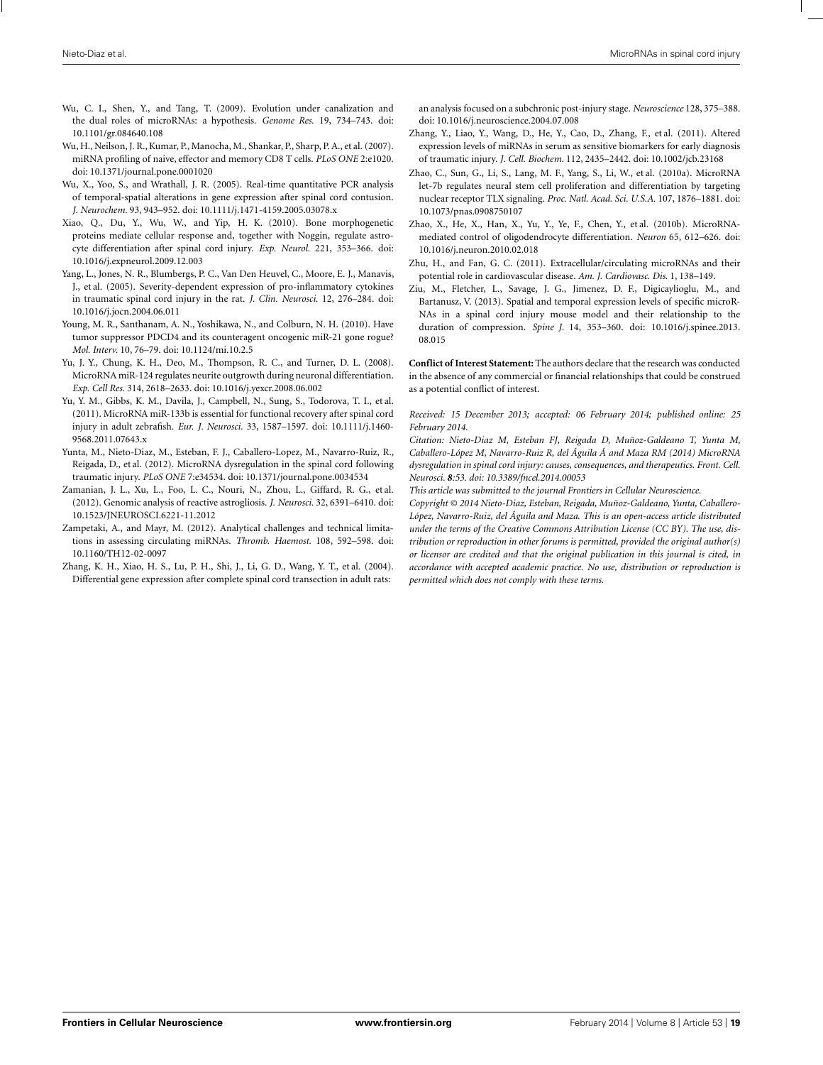Wu, C. I., Shen, Y., and Tang, T. (2009). Evolution under canalization and the dual roles of microRNAs: a hypothesis. *Genome Res.* 19, 734–743. doi: 10.1101/gr.084640.108

Wu, H., Neilson, J. R., Kumar, P., Manocha, M., Shankar, P., Sharp, P. A., et al. (2007). miRNA profiling of naive, effector and memory CD8 T cells. *PLoS ONE* 2:e1020. doi: 10.1371/journal.pone.0001020

Wu, X., Yoo, S., and Wrathall, J. R. (2005). Real-time quantitative PCR analysis of temporal-spatial alterations in gene expression after spinal cord contusion. *J. Neurochem.* 93, 943–952. doi: 10.1111/j.1471-4159.2005.03078.x

Xiao, Q., Du, Y., Wu, W., and Yip, H. K. (2010). Bone morphogenetic proteins mediate cellular response and, together with Noggin, regulate astrocyte differentiation after spinal cord injury. *Exp. Neurol.* 221, 353–366. doi: 10.1016/j.expneurol.2009.12.003

Yang, L., Jones, N. R., Blumbergs, P. C., Van Den Heuvel, C., Moore, E. J., Manavis, J., et al. (2005). Severity-dependent expression of pro-inflammatory cytokines in traumatic spinal cord injury in the rat. *J. Clin. Neurosci.* 12, 276–284. doi: 10.1016/j.jocn.2004.06.011

Young, M. R., Santhanam, A. N., Yoshikawa, N., and Colburn, N. H. (2010). Have tumor suppressor PDCD4 and its counteragent oncogenic miR-21 gone rogue? *Mol. Interv.* 10, 76–79. doi: 10.1124/mi.10.2.5

Yu, J. Y., Chung, K. H., Deo, M., Thompson, R. C., and Turner, D. L. (2008). MicroRNA miR-124 regulates neurite outgrowth during neuronal differentiation. *Exp. Cell Res.* 314, 2618–2633. doi: 10.1016/j.yexcr.2008.06.002

Yu, Y. M., Gibbs, K. M., Davila, J., Campbell, N., Sung, S., Todorova, T. I., et al. (2011). MicroRNA miR-133b is essential for functional recovery after spinal cord injury in adult zebrafish. *Eur. J. Neurosci.* 33, 1587–1597. doi: 10.1111/j.1460-9568.2011.07643.x

Yunta, M., Nieto-Diaz, M., Esteban, F. J., Caballero-Lopez, M., Navarro-Ruiz, R., Reigada, D., et al. (2012). MicroRNA dysregulation in the spinal cord following traumatic injury. *PLoS ONE* 7:e34534. doi: 10.1371/journal.pone.0034534

Zamanian, J. L., Xu, L., Foo, L. C., Nouri, N., Zhou, L., Giffard, R. G., et al. (2012). Genomic analysis of reactive astrogliosis. *J. Neurosci.* 32, 6391–6410. doi: 10.1523/JNEUROSCI.6221-11.2012

Zampetaki, A., and Mayr, M. (2012). Analytical challenges and technical limitations in assessing circulating miRNAs. *Thromb. Haemost.* 108, 592–598. doi: 10.1160/TH12-02-0097

Zhang, K. H., Xiao, H. S., Lu, P. H., Shi, J., Li, G. D., Wang, Y. T., et al. (2004). Differential gene expression after complete spinal cord transection in adult rats: an analysis focused on a subchronic post-injury stage. *Neuroscience* 128, 375–388. doi: 10.1016/j.neuroscience.2004.07.008

Zhang, Y., Liao, Y., Wang, D., He, Y., Cao, D., Zhang, F., et al. (2011). Altered expression levels of miRNAs in serum as sensitive biomarkers for early diagnosis of traumatic injury. *J. Cell. Biochem.* 112, 2435–2442. doi: 10.1002/jcb.23168

Zhao, C., Sun, G., Li, S., Lang, M. F., Yang, S., Li, W., et al. (2010a). MicroRNA let-7b regulates neural stem cell proliferation and differentiation by targeting nuclear receptor TLX signaling. *Proc. Natl. Acad. Sci. U.S.A.* 107, 1876–1881. doi: 10.1073/pnas.0908750107

Zhao, X., He, X., Han, X., Yu, Y., Ye, F., Chen, Y., et al. (2010b). MicroRNA-mediated control of oligodendrocyte differentiation. *Neuron* 65, 612–626. doi: 10.1016/j.neuron.2010.02.018

Zhu, H., and Fan, G. C. (2011). Extracellular/circulating microRNAs and their potential role in cardiovascular disease. *Am. J. Cardiovasc. Dis.* 1, 138–149.

Ziu, M., Fletcher, L., Savage, J. G., Jimenez, D. F., Digicaylioglu, M., and Bartanusz, V. (2013). Spatial and temporal expression levels of specific microRNAs in a spinal cord injury mouse model and their relationship to the duration of compression. *Spine J.* 14, 353–360. doi: 10.1016/j.spinee.2013.08.015

**Conflict of Interest Statement:** The authors declare that the research was conducted in the absence of any commercial or financial relationships that could be construed as a potential conflict of interest.

*Received: 15 December 2013; accepted: 06 February 2014; published online: 25 February 2014.*

*Citation: Nieto-Diaz M, Esteban FJ, Reigada D, Muñoz-Galdeano T, Yunta M, Caballero-López M, Navarro-Ruiz R, del Águila Á and Maza RM (2014) MicroRNA dysregulation in spinal cord injury: causes, consequences, and therapeutics. Front. Cell. Neurosci.* ***8****:53. doi: 10.3389/fncel.2014.00053*

*This article was submitted to the journal Frontiers in Cellular Neuroscience.*

*Copyright © 2014 Nieto-Diaz, Esteban, Reigada, Muñoz-Galdeano, Yunta, Caballero-López, Navarro-Ruiz, del Águila and Maza. This is an open-access article distributed under the terms of the Creative Commons Attribution License (CC BY). The use, distribution or reproduction in other forums is permitted, provided the original author(s) or licensor are credited and that the original publication in this journal is cited, in accordance with accepted academic practice. No use, distribution or reproduction is permitted which does not comply with these terms.*